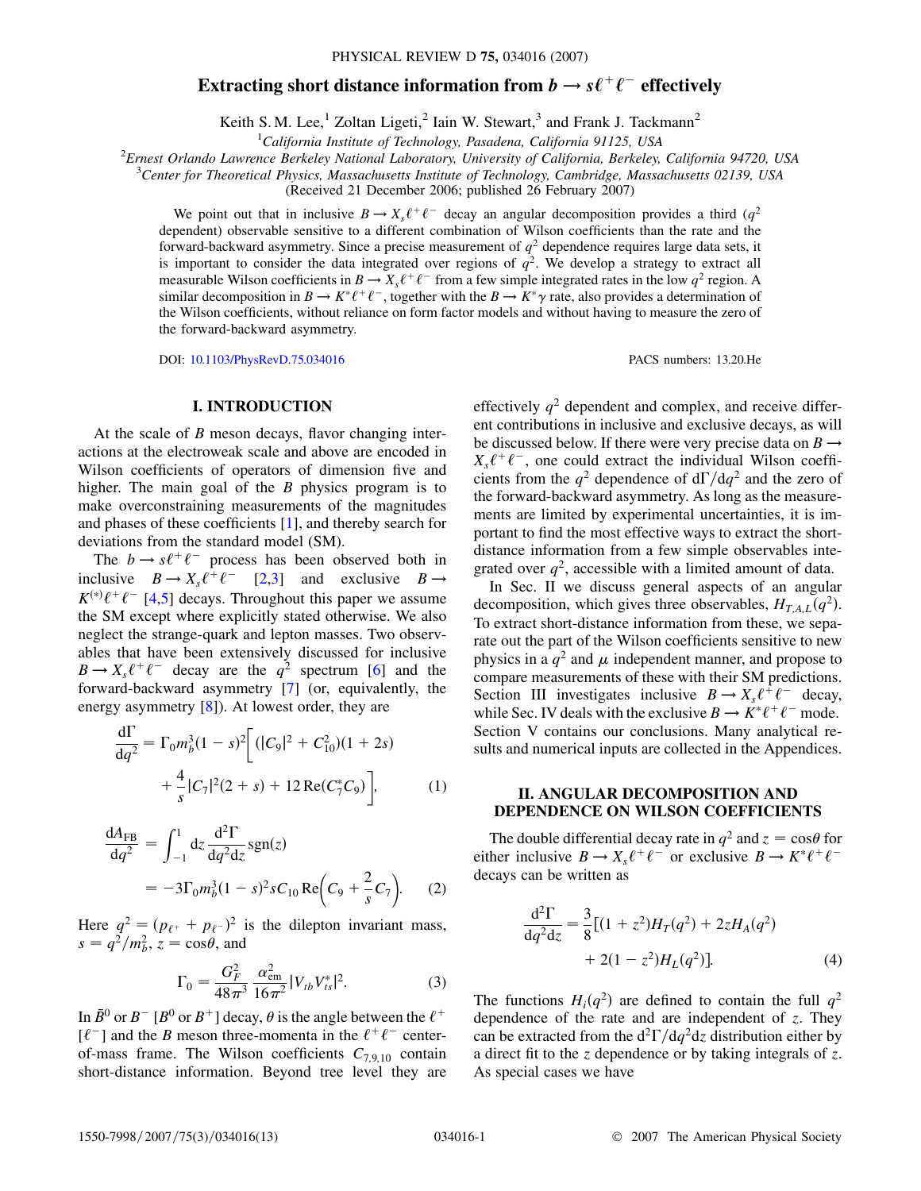# Extracting short distance information from $b \to s\ell^+\ell^-$ effectively

Keith S. M. Lee,[1] Zoltan Ligeti,[2] Iain W. Stewart,[3] and Frank J. Tackmann[2]

[1]*California Institute of Technology, Pasadena, California 91125, USA*

[2]*Ernest Orlando Lawrence Berkeley National Laboratory, University of California, Berkeley, California 94720, USA*

[3]*Center for Theoretical Physics, Massachusetts Institute of Technology, Cambridge, Massachusetts 02139, USA*

(Received 21 December 2006; published 26 February 2007)

We point out that in inclusive $B \to X_s\ell^+\ell^-$ decay an angular decomposition provides a third ($q^2$ dependent) observable sensitive to a different combination of Wilson coefficients than the rate and the forward-backward asymmetry. Since a precise measurement of $q^2$ dependence requires large data sets, it is important to consider the data integrated over regions of $q^2$. We develop a strategy to extract all measurable Wilson coefficients in $B \to X_s\ell^+\ell^-$ from a few simple integrated rates in the low $q^2$ region. A similar decomposition in $B \to K^*\ell^+\ell^-$, together with the $B \to K^*\gamma$ rate, also provides a determination of the Wilson coefficients, without reliance on form factor models and without having to measure the zero of the forward-backward asymmetry.

DOI: 10.1103/PhysRevD.75.034016 PACS numbers: 13.20.He

## I. INTRODUCTION

At the scale of $B$ meson decays, flavor changing interactions at the electroweak scale and above are encoded in Wilson coefficients of operators of dimension five and higher. The main goal of the $B$ physics program is to make overconstraining measurements of the magnitudes and phases of these coefficients [1], and thereby search for deviations from the standard model (SM).

The $b \to s\ell^+\ell^-$ process has been observed both in inclusive $B \to X_s\ell^+\ell^-$ [2,3] and exclusive $B \to K^{(*)}\ell^+\ell^-$ [4,5] decays. Throughout this paper we assume the SM except where explicitly stated otherwise. We also neglect the strange-quark and lepton masses. Two observables that have been extensively discussed for inclusive $B \to X_s\ell^+\ell^-$ decay are the $q^2$ spectrum [6] and the forward-backward asymmetry [7] (or, equivalently, the energy asymmetry [8]). At lowest order, they are

$$\frac{\mathrm{d}\Gamma}{\mathrm{d}q^2} = \Gamma_0 m_b^3 (1-s)^2 \bigg[ (|C_9|^2 + C_{10}^2)(1+2s) + \frac{4}{s}|C_7|^2(2+s) + 12\,\mathrm{Re}(C_7^* C_9) \bigg], \tag{1}$$

$$\frac{\mathrm{d}A_{\mathrm{FB}}}{\mathrm{d}q^2} = \int_{-1}^{1} \mathrm{d}z\, \frac{\mathrm{d}^2\Gamma}{\mathrm{d}q^2\mathrm{d}z}\,\mathrm{sgn}(z) = -3\Gamma_0 m_b^3 (1-s)^2 s C_{10}\,\mathrm{Re}\Big(C_9 + \frac{2}{s}C_7\Big). \tag{2}$$

Here $q^2 = (p_{\ell^+} + p_{\ell^-})^2$ is the dilepton invariant mass, $s = q^2/m_b^2$, $z = \cos\theta$, and

$$\Gamma_0 = \frac{G_F^2}{48\pi^3}\,\frac{\alpha_{\mathrm{em}}^2}{16\pi^2}\,|V_{tb}V_{ts}^*|^2. \tag{3}$$

In $\bar{B}^0$ or $B^-$ [$B^0$ or $B^+$] decay, $\theta$ is the angle between the $\ell^+$ [$\ell^-$] and the $B$ meson three-momenta in the $\ell^+\ell^-$ center-of-mass frame. The Wilson coefficients $C_{7,9,10}$ contain short-distance information. Beyond tree level they are effectively $q^2$ dependent and complex, and receive different contributions in inclusive and exclusive decays, as will be discussed below. If there were very precise data on $B \to X_s\ell^+\ell^-$, one could extract the individual Wilson coefficients from the $q^2$ dependence of $\mathrm{d}\Gamma/\mathrm{d}q^2$ and the zero of the forward-backward asymmetry. As long as the measurements are limited by experimental uncertainties, it is important to find the most effective ways to extract the short-distance information from a few simple observables integrated over $q^2$, accessible with a limited amount of data.

In Sec. II we discuss general aspects of an angular decomposition, which gives three observables, $H_{T,A,L}(q^2)$. To extract short-distance information from these, we separate out the part of the Wilson coefficients sensitive to new physics in a $q^2$ and $\mu$ independent manner, and propose to compare measurements of these with their SM predictions. Section III investigates inclusive $B \to X_s\ell^+\ell^-$ decay, while Sec. IV deals with the exclusive $B \to K^*\ell^+\ell^-$ mode. Section V contains our conclusions. Many analytical results and numerical inputs are collected in the Appendices.

## II. ANGULAR DECOMPOSITION AND DEPENDENCE ON WILSON COEFFICIENTS

The double differential decay rate in $q^2$ and $z = \cos\theta$ for either inclusive $B \to X_s\ell^+\ell^-$ or exclusive $B \to K^*\ell^+\ell^-$ decays can be written as

$$\frac{\mathrm{d}^2\Gamma}{\mathrm{d}q^2\mathrm{d}z} = \frac{3}{8}\big[(1+z^2)H_T(q^2) + 2zH_A(q^2) + 2(1-z^2)H_L(q^2)\big]. \tag{4}$$

The functions $H_i(q^2)$ are defined to contain the full $q^2$ dependence of the rate and are independent of $z$. They can be extracted from the $\mathrm{d}^2\Gamma/\mathrm{d}q^2\mathrm{d}z$ distribution either by a direct fit to the $z$ dependence or by taking integrals of $z$. As special cases we have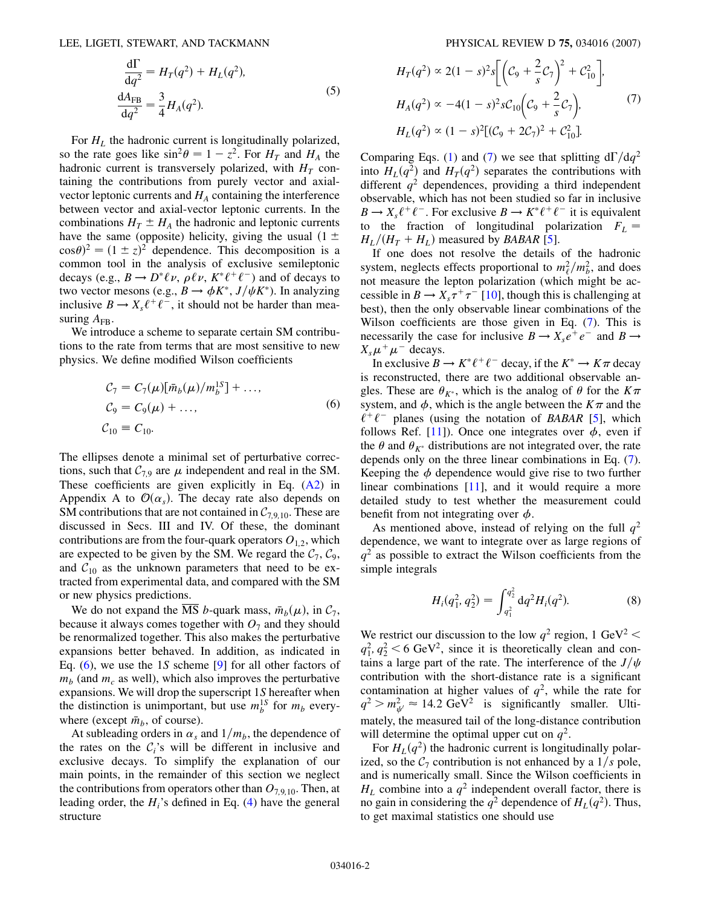$$
\frac{d\Gamma}{dq^2} = H_T(q^2) + H_L(q^2),
$$
$$
\frac{dA_{FB}}{dq^2} = \frac{3}{4} H_A(q^2). \tag{5}
$$

For $H_L$ the hadronic current is longitudinally polarized, so the rate goes like $\sin^2\theta = 1 - z^2$. For $H_T$ and $H_A$ the hadronic current is transversely polarized, with $H_T$ containing the contributions from purely vector and axial-vector leptonic currents and $H_A$ containing the interference between vector and axial-vector leptonic currents. In the combinations $H_T \pm H_A$ the hadronic and leptonic currents have the same (opposite) helicity, giving the usual $(1 \pm \cos\theta)^2 = (1 \pm z)^2$ dependence. This decomposition is a common tool in the analysis of exclusive semileptonic decays (e.g., $B \to D^* \ell \nu$, $\rho \ell \nu$, $K^* \ell^+ \ell^-$) and of decays to two vector mesons (e.g., $B \to \phi K^*$, $J/\psi K^*$). In analyzing inclusive $B \to X_s \ell^+ \ell^-$, it should not be harder than measuring $A_{FB}$.

We introduce a scheme to separate certain SM contributions to the rate from terms that are most sensitive to new physics. We define modified Wilson coefficients

$$
\begin{aligned}
\mathcal{C}_7 &= C_7(\mu)[\bar{m}_b(\mu)/m_b^{1S}] + \ldots, \\
\mathcal{C}_9 &= C_9(\mu) + \ldots, \\
\mathcal{C}_{10} &\equiv C_{10}.
\end{aligned} \tag{6}
$$

The ellipses denote a minimal set of perturbative corrections, such that $\mathcal{C}_{7,9}$ are $\mu$ independent and real in the SM. These coefficients are given explicitly in Eq. (A2) in Appendix A to $\mathcal{O}(\alpha_s)$. The decay rate also depends on SM contributions that are not contained in $\mathcal{C}_{7,9,10}$. These are discussed in Secs. III and IV. Of these, the dominant contributions are from the four-quark operators $O_{1,2}$, which are expected to be given by the SM. We regard the $\mathcal{C}_7$, $\mathcal{C}_9$, and $\mathcal{C}_{10}$ as the unknown parameters that need to be extracted from experimental data, and compared with the SM or new physics predictions.

We do not expand the $\overline{\text{MS}}$ $b$-quark mass, $\bar{m}_b(\mu)$, in $\mathcal{C}_7$, because it always comes together with $O_7$ and they should be renormalized together. This also makes the perturbative expansions better behaved. In addition, as indicated in Eq. (6), we use the 1$S$ scheme [9] for all other factors of $m_b$ (and $m_c$ as well), which also improves the perturbative expansions. We will drop the superscript 1$S$ hereafter when the distinction is unimportant, but use $m_b^{1S}$ for $m_b$ everywhere (except $\bar{m}_b$, of course).

At subleading orders in $\alpha_s$ and $1/m_b$, the dependence of the rates on the $\mathcal{C}_i$'s will be different in inclusive and exclusive decays. To simplify the explanation of our main points, in the remainder of this section we neglect the contributions from operators other than $O_{7,9,10}$. Then, at leading order, the $H_i$'s defined in Eq. (4) have the general structure

$$
\begin{aligned}
H_T(q^2) &\propto 2(1-s)^2 s\left[\left(\mathcal{C}_9 + \frac{2}{s}\mathcal{C}_7\right)^2 + \mathcal{C}_{10}^2\right], \\
H_A(q^2) &\propto -4(1-s)^2 s\,\mathcal{C}_{10}\left(\mathcal{C}_9 + \frac{2}{s}\mathcal{C}_7\right), \\
H_L(q^2) &\propto (1-s)^2[(\mathcal{C}_9 + 2\mathcal{C}_7)^2 + \mathcal{C}_{10}^2].
\end{aligned} \tag{7}
$$

Comparing Eqs. (1) and (7) we see that splitting $d\Gamma/dq^2$ into $H_L(q^2)$ and $H_T(q^2)$ separates the contributions with different $q^2$ dependences, providing a third independent observable, which has not been studied so far in inclusive $B \to X_s \ell^+ \ell^-$. For exclusive $B \to K^* \ell^+ \ell^-$ it is equivalent to the fraction of longitudinal polarization $F_L = H_L/(H_T + H_L)$ measured by *BABAR* [5].

If one does not resolve the details of the hadronic system, neglects effects proportional to $m_\ell^2/m_b^2$, and does not measure the lepton polarization (which might be accessible in $B \to X_s \tau^+ \tau^-$ [10], though this is challenging at best), then the only observable linear combinations of the Wilson coefficients are those given in Eq. (7). This is necessarily the case for inclusive $B \to X_s e^+ e^-$ and $B \to X_s \mu^+ \mu^-$ decays.

In exclusive $B \to K^* \ell^+ \ell^-$ decay, if the $K^* \to K\pi$ decay is reconstructed, there are two additional observable angles. These are $\theta_{K^*}$, which is the analog of $\theta$ for the $K\pi$ system, and $\phi$, which is the angle between the $K\pi$ and the $\ell^+\ell^-$ planes (using the notation of *BABAR* [5], which follows Ref. [11]). Once one integrates over $\phi$, even if the $\theta$ and $\theta_{K^*}$ distributions are not integrated over, the rate depends only on the three linear combinations in Eq. (7). Keeping the $\phi$ dependence would give rise to two further linear combinations [11], and it would require a more detailed study to test whether the measurement could benefit from not integrating over $\phi$.

As mentioned above, instead of relying on the full $q^2$ dependence, we want to integrate over as large regions of $q^2$ as possible to extract the Wilson coefficients from the simple integrals

$$
H_i(q_1^2, q_2^2) = \int_{q_1^2}^{q_2^2} dq^2 H_i(q^2). \tag{8}
$$

We restrict our discussion to the low $q^2$ region, 1 GeV$^2 < q_1^2, q_2^2 < 6$ GeV$^2$, since it is theoretically clean and contains a large part of the rate. The interference of the $J/\psi$ contribution with the short-distance rate is a significant contamination at higher values of $q^2$, while the rate for $q^2 > m_{\psi'}^2 \approx 14.2$ GeV$^2$ is significantly smaller. Ultimately, the measured tail of the long-distance contribution will determine the optimal upper cut on $q^2$.

For $H_L(q^2)$ the hadronic current is longitudinally polarized, so the $\mathcal{C}_7$ contribution is not enhanced by a $1/s$ pole, and is numerically small. Since the Wilson coefficients in $H_L$ combine into a $q^2$ independent overall factor, there is no gain in considering the $q^2$ dependence of $H_L(q^2)$. Thus, to get maximal statistics one should use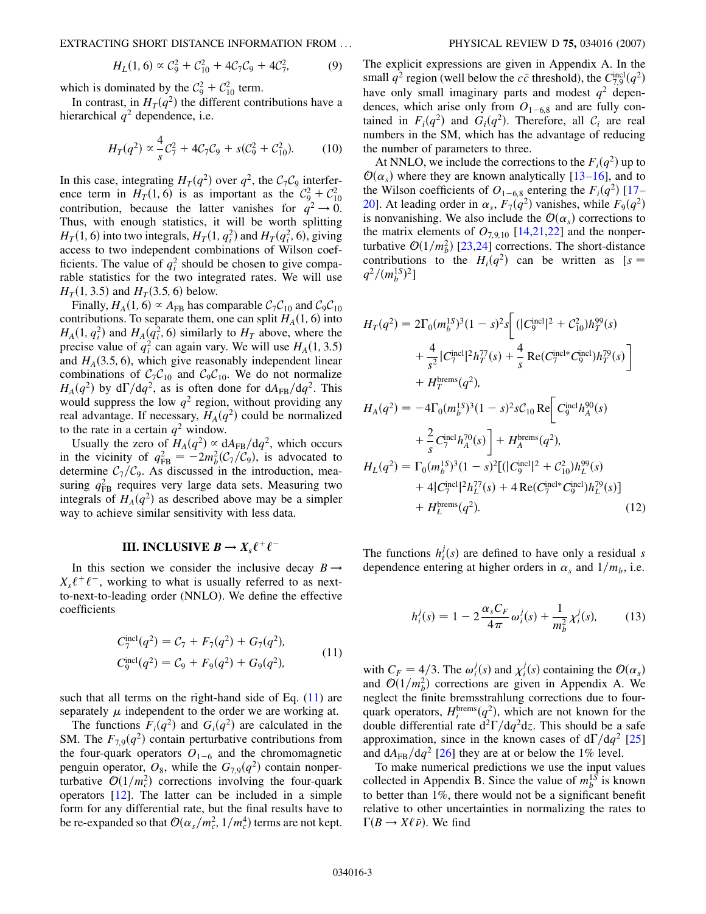$$H_L(1, 6) \propto \mathcal{C}_9^2 + \mathcal{C}_{10}^2 + 4\mathcal{C}_7\mathcal{C}_9 + 4\mathcal{C}_7^2, \tag{9}$$

which is dominated by the $\mathcal{C}_9^2 + \mathcal{C}_{10}^2$ term.

In contrast, in $H_T(q^2)$ the different contributions have a hierarchical $q^2$ dependence, i.e.

$$H_T(q^2) \propto \frac{4}{s}\mathcal{C}_7^2 + 4\mathcal{C}_7\mathcal{C}_9 + s(\mathcal{C}_9^2 + \mathcal{C}_{10}^2). \tag{10}$$

In this case, integrating $H_T(q^2)$ over $q^2$, the $\mathcal{C}_7\mathcal{C}_9$ interference term in $H_T(1, 6)$ is as important as the $\mathcal{C}_9^2 + \mathcal{C}_{10}^2$ contribution, because the latter vanishes for $q^2 \to 0$. Thus, with enough statistics, it will be worth splitting $H_T(1, 6)$ into two integrals, $H_T(1, q_i^2)$ and $H_T(q_i^2, 6)$, giving access to two independent combinations of Wilson coefficients. The value of $q_i^2$ should be chosen to give comparable statistics for the two integrated rates. We will use $H_T(1, 3.5)$ and $H_T(3.5, 6)$ below.

Finally, $H_A(1, 6) \propto A_{\rm FB}$ has comparable $\mathcal{C}_7\mathcal{C}_{10}$ and $\mathcal{C}_9\mathcal{C}_{10}$ contributions. To separate them, one can split $H_A(1, 6)$ into $H_A(1, q_i^2)$ and $H_A(q_i^2, 6)$ similarly to $H_T$ above, where the precise value of $q_i^2$ can again vary. We will use $H_A(1, 3.5)$ and $H_A(3.5, 6)$, which give reasonably independent linear combinations of $\mathcal{C}_7\mathcal{C}_{10}$ and $\mathcal{C}_9\mathcal{C}_{10}$. We do not normalize $H_A(q^2)$ by $d\Gamma/dq^2$, as is often done for $dA_{\rm FB}/dq^2$. This would suppress the low $q^2$ region, without providing any real advantage. If necessary, $H_A(q^2)$ could be normalized to the rate in a certain $q^2$ window.

Usually the zero of $H_A(q^2) \propto dA_{\rm FB}/dq^2$, which occurs in the vicinity of $q_{\rm FB}^2 = -2m_b^2(\mathcal{C}_7/\mathcal{C}_9)$, is advocated to determine $\mathcal{C}_7/\mathcal{C}_9$. As discussed in the introduction, measuring $q_{\rm FB}^2$ requires very large data sets. Measuring two integrals of $H_A(q^2)$ as described above may be a simpler way to achieve similar sensitivity with less data.

## III. INCLUSIVE $B \to X_s \ell^+ \ell^-$

In this section we consider the inclusive decay $B \to X_s \ell^+ \ell^-$, working to what is usually referred to as next-to-next-to-leading order (NNLO). We define the effective coefficients

$$\begin{aligned} C_7^{\rm incl}(q^2) &= \mathcal{C}_7 + F_7(q^2) + G_7(q^2), \\ C_9^{\rm incl}(q^2) &= \mathcal{C}_9 + F_9(q^2) + G_9(q^2), \end{aligned} \tag{11}$$

such that all terms on the right-hand side of Eq. (11) are separately $\mu$ independent to the order we are working at.

The functions $F_i(q^2)$ and $G_i(q^2)$ are calculated in the SM. The $F_{7,9}(q^2)$ contain perturbative contributions from the four-quark operators $O_{1-6}$ and the chromomagnetic penguin operator, $O_8$, while the $G_{7,9}(q^2)$ contain nonperturbative $\mathcal{O}(1/m_c^2)$ corrections involving the four-quark operators [12]. The latter can be included in a simple form for any differential rate, but the final results have to be re-expanded so that $\mathcal{O}(\alpha_s/m_c^2, 1/m_c^4)$ terms are not kept. The explicit expressions are given in Appendix A. In the small $q^2$ region (well below the $c\bar{c}$ threshold), the $C_{7,9}^{\rm incl}(q^2)$ have only small imaginary parts and modest $q^2$ dependences, which arise only from $O_{1-6,8}$ and are fully contained in $F_i(q^2)$ and $G_i(q^2)$. Therefore, all $\mathcal{C}_i$ are real numbers in the SM, which has the advantage of reducing the number of parameters to three.

At NNLO, we include the corrections to the $F_i(q^2)$ up to $\mathcal{O}(\alpha_s)$ where they are known analytically [13–16], and to the Wilson coefficients of $O_{1-6,8}$ entering the $F_i(q^2)$ [17–20]. At leading order in $\alpha_s$, $F_7(q^2)$ vanishes, while $F_9(q^2)$ is nonvanishing. We also include the $\mathcal{O}(\alpha_s)$ corrections to the matrix elements of $O_{7,9,10}$ [14,21,22] and the nonperturbative $\mathcal{O}(1/m_b^2)$ [23,24] corrections. The short-distance contributions to the $H_i(q^2)$ can be written as [$s = q^2/(m_b^{1S})^2$]

$$\begin{aligned} H_T(q^2) &= 2\Gamma_0(m_b^{1S})^3(1-s)^2 s\bigg[(|C_9^{\rm incl}|^2 + \mathcal{C}_{10}^2)h_T^{99}(s) \\ &\quad + \frac{4}{s^2}|C_7^{\rm incl}|^2 h_T^{77}(s) + \frac{4}{s}\,{\rm Re}(C_7^{\rm incl *}C_9^{\rm incl})h_T^{79}(s)\bigg] \\ &\quad + H_T^{\rm brems}(q^2), \\ H_A(q^2) &= -4\Gamma_0(m_b^{1S})^3(1-s)^2 s\,\mathcal{C}_{10}\,{\rm Re}\bigg[C_9^{\rm incl}h_A^{90}(s) \\ &\quad + \frac{2}{s}C_7^{\rm incl}h_A^{70}(s)\bigg] + H_A^{\rm brems}(q^2), \\ H_L(q^2) &= \Gamma_0(m_b^{1S})^3(1-s)^2[(|C_9^{\rm incl}|^2 + \mathcal{C}_{10}^2)h_L^{99}(s) \\ &\quad + 4|C_7^{\rm incl}|^2 h_L^{77}(s) + 4\,{\rm Re}(C_7^{\rm incl *}C_9^{\rm incl})h_L^{79}(s)] \\ &\quad + H_L^{\rm brems}(q^2). \end{aligned} \tag{12}$$

The functions $h_i^j(s)$ are defined to have only a residual $s$ dependence entering at higher orders in $\alpha_s$ and $1/m_b$, i.e.

$$h_i^j(s) = 1 - 2\frac{\alpha_s C_F}{4\pi}\omega_i^j(s) + \frac{1}{m_b^2}\chi_i^j(s), \tag{13}$$

with $C_F = 4/3$. The $\omega_i^j(s)$ and $\chi_i^j(s)$ containing the $\mathcal{O}(\alpha_s)$ and $\mathcal{O}(1/m_b^2)$ corrections are given in Appendix A. We neglect the finite bremsstrahlung corrections due to four-quark operators, $H_i^{\rm brems}(q^2)$, which are not known for the double differential rate $d^2\Gamma/dq^2dz$. This should be a safe approximation, since in the known cases of $d\Gamma/dq^2$ [25] and $dA_{\rm FB}/dq^2$ [26] they are at or below the 1% level.

To make numerical predictions we use the input values collected in Appendix B. Since the value of $m_b^{1S}$ is known to better than 1%, there would not be a significant benefit relative to other uncertainties in normalizing the rates to $\Gamma(B \to X\ell\bar{\nu})$. We find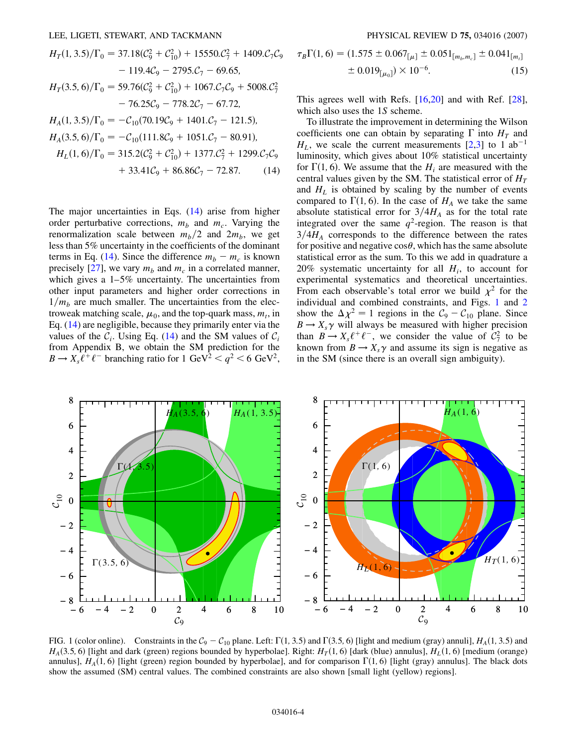$$
\begin{aligned}
H_T(1,3.5)/\Gamma_0 &= 37.18(\mathcal{C}_9^2+\mathcal{C}_{10}^2)+15550.\mathcal{C}_7^2+1409.\mathcal{C}_7\mathcal{C}_9 \\
&\quad -119.4\mathcal{C}_9-2795.\mathcal{C}_7-69.65, \\
H_T(3.5,6)/\Gamma_0 &= 59.76(\mathcal{C}_9^2+\mathcal{C}_{10}^2)+1067.\mathcal{C}_7\mathcal{C}_9+5008.\mathcal{C}_7^2 \\
&\quad -76.25\mathcal{C}_9-778.2\mathcal{C}_7-67.72, \\
H_A(1,3.5)/\Gamma_0 &= -\mathcal{C}_{10}(70.19\mathcal{C}_9+1401.\mathcal{C}_7-121.5), \\
H_A(3.5,6)/\Gamma_0 &= -\mathcal{C}_{10}(111.8\mathcal{C}_9+1051.\mathcal{C}_7-80.91), \\
H_L(1,6)/\Gamma_0 &= 315.2(\mathcal{C}_9^2+\mathcal{C}_{10}^2)+1377.\mathcal{C}_7^2+1299.\mathcal{C}_7\mathcal{C}_9 \\
&\quad +33.41\mathcal{C}_9+86.86\mathcal{C}_7-72.87. \qquad (14)
\end{aligned}
$$

The major uncertainties in Eqs. (14) arise from higher order perturbative corrections, $m_b$ and $m_c$. Varying the renormalization scale between $m_b/2$ and $2m_b$, we get less than 5% uncertainty in the coefficients of the dominant terms in Eq. (14). Since the difference $m_b - m_c$ is known precisely [27], we vary $m_b$ and $m_c$ in a correlated manner, which gives a 1–5% uncertainty. The uncertainties from other input parameters and higher order corrections in $1/m_b$ are much smaller. The uncertainties from the electroweak matching scale, $\mu_0$, and the top-quark mass, $m_t$, in Eq. (14) are negligible, because they primarily enter via the values of the $\mathcal{C}_i$. Using Eq. (14) and the SM values of $\mathcal{C}_i$ from Appendix B, we obtain the SM prediction for the $B \to X_s \ell^+\ell^-$ branching ratio for 1 GeV$^2 < q^2 < 6$ GeV$^2$,

$$
\tau_B\Gamma(1,6) = (1.575 \pm 0.067_{[\mu]} \pm 0.051_{[m_b,m_c]} \pm 0.041_{[m_t]} \pm 0.019_{[\mu_0]}) \times 10^{-6}. \qquad (15)
$$

This agrees well with Refs. [16,20] and with Ref. [28], which also uses the $1S$ scheme.

To illustrate the improvement in determining the Wilson coefficients one can obtain by separating $\Gamma$ into $H_T$ and $H_L$, we scale the current measurements [2,3] to 1 ab$^{-1}$ luminosity, which gives about 10% statistical uncertainty for $\Gamma(1,6)$. We assume that the $H_i$ are measured with the central values given by the SM. The statistical error of $H_T$ and $H_L$ is obtained by scaling by the number of events compared to $\Gamma(1,6)$. In the case of $H_A$ we take the same absolute statistical error for $3/4H_A$ as for the total rate integrated over the same $q^2$-region. The reason is that $3/4H_A$ corresponds to the difference between the rates for positive and negative $\cos\theta$, which has the same absolute statistical error as the sum. To this we add in quadrature a 20% systematic uncertainty for all $H_i$, to account for experimental systematics and theoretical uncertainties. From each observable's total error we build $\chi^2$ for the individual and combined constraints, and Figs. 1 and 2 show the $\Delta\chi^2 = 1$ regions in the $\mathcal{C}_9 - \mathcal{C}_{10}$ plane. Since $B \to X_s\gamma$ will always be measured with higher precision than $B \to X_s\ell^+\ell^-$, we consider the value of $\mathcal{C}_7^2$ to be known from $B \to X_s\gamma$ and assume its sign is negative as in the SM (since there is an overall sign ambiguity).

FIG. 1 (color online). Constraints in the $\mathcal{C}_9 - \mathcal{C}_{10}$ plane. Left: $\Gamma(1,3.5)$ and $\Gamma(3.5,6)$ [light and medium (gray) annuli], $H_A(1,3.5)$ and $H_A(3.5,6)$ [light and dark (green) regions bounded by hyperbolae]. Right: $H_T(1,6)$ [dark (blue) annulus], $H_L(1,6)$ [medium (orange) annulus], $H_A(1,6)$ [light (green) region bounded by hyperbolae], and for comparison $\Gamma(1,6)$ [light (gray) annulus]. The black dots show the assumed (SM) central values. The combined constraints are also shown [small light (yellow) regions].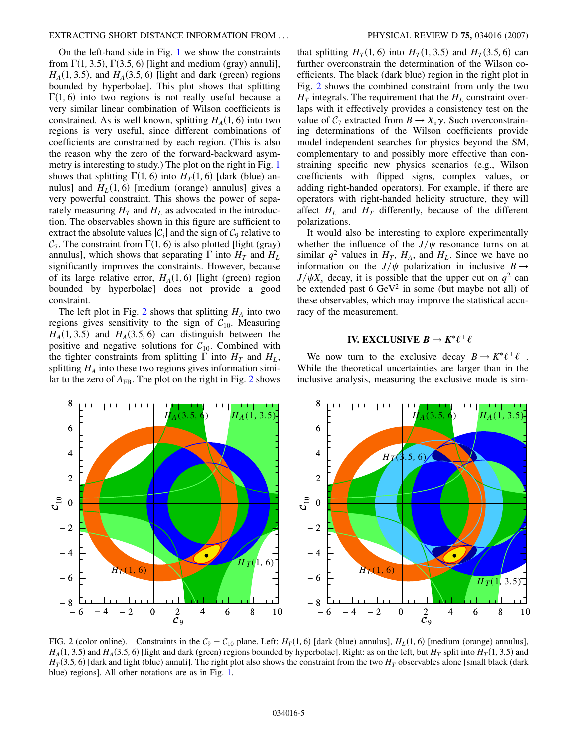On the left-hand side in Fig. 1 we show the constraints from $\Gamma(1, 3.5)$, $\Gamma(3.5, 6)$ [light and medium (gray) annuli], $H_A(1, 3.5)$, and $H_A(3.5, 6)$ [light and dark (green) regions bounded by hyperbolae]. This plot shows that splitting $\Gamma(1, 6)$ into two regions is not really useful because a very similar linear combination of Wilson coefficients is constrained. As is well known, splitting $H_A(1, 6)$ into two regions is very useful, since different combinations of coefficients are constrained by each region. (This is also the reason why the zero of the forward-backward asymmetry is interesting to study.) The plot on the right in Fig. 1 shows that splitting $\Gamma(1, 6)$ into $H_T(1, 6)$ [dark (blue) annulus] and $H_L(1, 6)$ [medium (orange) annulus] gives a very powerful constraint. This shows the power of separately measuring $H_T$ and $H_L$ as advocated in the introduction. The observables shown in this figure are sufficient to extract the absolute values $|\mathcal{C}_i|$ and the sign of $\mathcal{C}_9$ relative to $\mathcal{C}_7$. The constraint from $\Gamma(1, 6)$ is also plotted [light (gray) annulus], which shows that separating $\Gamma$ into $H_T$ and $H_L$ significantly improves the constraints. However, because of its large relative error, $H_A(1, 6)$ [light (green) region bounded by hyperbolae] does not provide a good constraint.

The left plot in Fig. 2 shows that splitting $H_A$ into two regions gives sensitivity to the sign of $\mathcal{C}_{10}$. Measuring $H_A(1, 3.5)$ and $H_A(3.5, 6)$ can distinguish between the positive and negative solutions for $\mathcal{C}_{10}$. Combined with the tighter constraints from splitting $\Gamma$ into $H_T$ and $H_L$, splitting $H_A$ into these two regions gives information similar to the zero of $A_{\rm FB}$. The plot on the right in Fig. 2 shows that splitting $H_T(1, 6)$ into $H_T(1, 3.5)$ and $H_T(3.5, 6)$ can further overconstrain the determination of the Wilson coefficients. The black (dark blue) region in the right plot in Fig. 2 shows the combined constraint from only the two $H_T$ integrals. The requirement that the $H_L$ constraint overlaps with it effectively provides a consistency test on the value of $\mathcal{C}_7$ extracted from $B \to X_s \gamma$. Such overconstraining determinations of the Wilson coefficients provide model independent searches for physics beyond the SM, complementary to and possibly more effective than constraining specific new physics scenarios (e.g., Wilson coefficients with flipped signs, complex values, or adding right-handed operators). For example, if there are operators with right-handed helicity structure, they will affect $H_L$ and $H_T$ differently, because of the different polarizations.

It would also be interesting to explore experimentally whether the influence of the $J/\psi$ resonance turns on at similar $q^2$ values in $H_T$, $H_A$, and $H_L$. Since we have no information on the $J/\psi$ polarization in inclusive $B \to J/\psi X_s$ decay, it is possible that the upper cut on $q^2$ can be extended past 6 GeV$^2$ in some (but maybe not all) of these observables, which may improve the statistical accuracy of the measurement.

## IV. EXCLUSIVE $B \to K^* \ell^+ \ell^-$

We now turn to the exclusive decay $B \to K^* \ell^+ \ell^-$. While the theoretical uncertainties are larger than in the inclusive analysis, measuring the exclusive mode is sim-

FIG. 2 (color online). Constraints in the $\mathcal{C}_9 - \mathcal{C}_{10}$ plane. Left: $H_T(1, 6)$ [dark (blue) annulus], $H_L(1, 6)$ [medium (orange) annulus], $H_A(1, 3.5)$ and $H_A(3.5, 6)$ [light and dark (green) regions bounded by hyperbolae]. Right: as on the left, but $H_T$ split into $H_T(1, 3.5)$ and $H_T(3.5, 6)$ [dark and light (blue) annuli]. The right plot also shows the constraint from the two $H_T$ observables alone [small black (dark blue) regions]. All other notations are as in Fig. 1.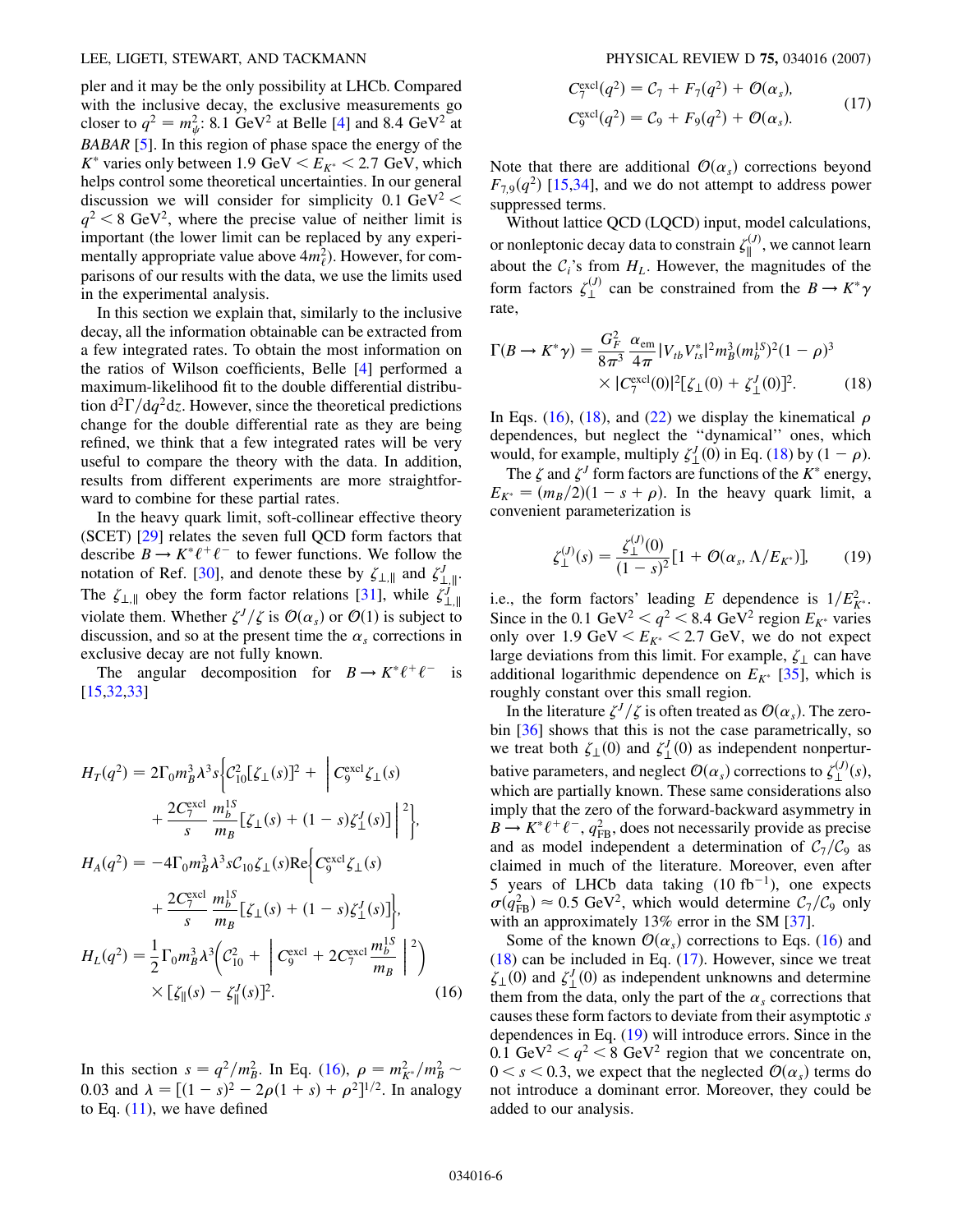pler and it may be the only possibility at LHCb. Compared with the inclusive decay, the exclusive measurements go closer to $q^2 = m_\psi^2$: 8.1 GeV$^2$ at Belle [4] and 8.4 GeV$^2$ at *BABAR* [5]. In this region of phase space the energy of the $K^*$ varies only between 1.9 GeV $< E_{K^*} <$ 2.7 GeV, which helps control some theoretical uncertainties. In our general discussion we will consider for simplicity 0.1 GeV$^2 <$ $q^2 <$ 8 GeV$^2$, where the precise value of neither limit is important (the lower limit can be replaced by any experimentally appropriate value above $4m_\ell^2$). However, for comparisons of our results with the data, we use the limits used in the experimental analysis.

In this section we explain that, similarly to the inclusive decay, all the information obtainable can be extracted from a few integrated rates. To obtain the most information on the ratios of Wilson coefficients, Belle [4] performed a maximum-likelihood fit to the double differential distribution $d^2\Gamma/dq^2dz$. However, since the theoretical predictions change for the double differential rate as they are being refined, we think that a few integrated rates will be very useful to compare the theory with the data. In addition, results from different experiments are more straightforward to combine for these partial rates.

In the heavy quark limit, soft-collinear effective theory (SCET) [29] relates the seven full QCD form factors that describe $B \to K^*\ell^+\ell^-$ to fewer functions. We follow the notation of Ref. [30], and denote these by $\zeta_{\perp,\parallel}$ and $\zeta^J_{\perp,\parallel}$. The $\zeta_{\perp,\parallel}$ obey the form factor relations [31], while $\zeta^J_{\perp,\parallel}$ violate them. Whether $\zeta^J/\zeta$ is $\mathcal{O}(\alpha_s)$ or $\mathcal{O}(1)$ is subject to discussion, and so at the present time the $\alpha_s$ corrections in exclusive decay are not fully known.

The angular decomposition for $B \to K^*\ell^+\ell^-$ is [15,32,33]

$$
\begin{aligned}
H_T(q^2) &= 2\Gamma_0 m_B^3 \lambda^3 s\bigg\{\mathcal{C}_{10}^2[\zeta_\perp(s)]^2 + \bigg|C_9^{\rm excl}\zeta_\perp(s) \\
&\quad + \frac{2C_7^{\rm excl}}{s}\frac{m_b^{1S}}{m_B}[\zeta_\perp(s) + (1-s)\zeta_\perp^J(s)]\bigg|^2\bigg\}, \\
H_A(q^2) &= -4\Gamma_0 m_B^3\lambda^3 s\,\mathcal{C}_{10}\zeta_\perp(s){\rm Re}\bigg\{C_9^{\rm excl}\zeta_\perp(s) \\
&\quad + \frac{2C_7^{\rm excl}}{s}\frac{m_b^{1S}}{m_B}[\zeta_\perp(s) + (1-s)\zeta_\perp^J(s)]\bigg\}, \\
H_L(q^2) &= \frac{1}{2}\Gamma_0 m_B^3\lambda^3\bigg(\mathcal{C}_{10}^2 + \bigg|C_9^{\rm excl} + 2C_7^{\rm excl}\frac{m_b^{1S}}{m_B}\bigg|^2\bigg) \\
&\quad \times [\zeta_\parallel(s) - \zeta_\parallel^J(s)]^2.
\end{aligned} \tag{16}
$$

In this section $s = q^2/m_B^2$. In Eq. (16), $\rho = m_{K^*}^2/m_B^2 \sim$ 0.03 and $\lambda = [(1-s)^2 - 2\rho(1+s) + \rho^2]^{1/2}$. In analogy to Eq. (11), we have defined

$$
\begin{aligned}
C_7^{\rm excl}(q^2) &= \mathcal{C}_7 + F_7(q^2) + \mathcal{O}(\alpha_s), \\
C_9^{\rm excl}(q^2) &= \mathcal{C}_9 + F_9(q^2) + \mathcal{O}(\alpha_s).
\end{aligned} \tag{17}
$$

Note that there are additional $\mathcal{O}(\alpha_s)$ corrections beyond $F_{7,9}(q^2)$ [15,34], and we do not attempt to address power suppressed terms.

Without lattice QCD (LQCD) input, model calculations, or nonleptonic decay data to constrain $\zeta_\parallel^{(J)}$, we cannot learn about the $\mathcal{C}_i$'s from $H_L$. However, the magnitudes of the form factors $\zeta_\perp^{(J)}$ can be constrained from the $B \to K^*\gamma$ rate,

$$
\begin{aligned}
\Gamma(B \to K^*\gamma) &= \frac{G_F^2}{8\pi^3}\frac{\alpha_{\rm em}}{4\pi}|V_{tb}V_{ts}^*|^2 m_B^3(m_b^{1S})^2(1-\rho)^3 \\
&\quad \times |C_7^{\rm excl}(0)|^2[\zeta_\perp(0) + \zeta_\perp^J(0)]^2.
\end{aligned} \tag{18}
$$

In Eqs. (16), (18), and (22) we display the kinematical $\rho$ dependences, but neglect the "dynamical" ones, which would, for example, multiply $\zeta_\perp^J(0)$ in Eq. (18) by $(1-\rho)$.

The $\zeta$ and $\zeta^J$ form factors are functions of the $K^*$ energy, $E_{K^*} = (m_B/2)(1 - s + \rho)$. In the heavy quark limit, a convenient parameterization is

$$
\zeta_\perp^{(J)}(s) = \frac{\zeta_\perp^{(J)}(0)}{(1-s)^2}[1 + \mathcal{O}(\alpha_s, \Lambda/E_{K^*})], \tag{19}
$$

i.e., the form factors' leading $E$ dependence is $1/E_{K^*}^2$. Since in the 0.1 GeV$^2 < q^2 <$ 8.4 GeV$^2$ region $E_{K^*}$ varies only over 1.9 GeV $< E_{K^*} <$ 2.7 GeV, we do not expect large deviations from this limit. For example, $\zeta_\perp$ can have additional logarithmic dependence on $E_{K^*}$ [35], which is roughly constant over this small region.

In the literature $\zeta^J/\zeta$ is often treated as $\mathcal{O}(\alpha_s)$. The zero-bin [36] shows that this is not the case parametrically, so we treat both $\zeta_\perp(0)$ and $\zeta_\perp^J(0)$ as independent nonperturbative parameters, and neglect $\mathcal{O}(\alpha_s)$ corrections to $\zeta_\perp^{(J)}(s)$, which are partially known. These same considerations also imply that the zero of the forward-backward asymmetry in $B \to K^*\ell^+\ell^-$, $q_{\rm FB}^2$, does not necessarily provide as precise and as model independent a determination of $\mathcal{C}_7/\mathcal{C}_9$ as claimed in much of the literature. Moreover, even after 5 years of LHCb data taking (10 fb$^{-1}$), one expects $\sigma(q_{\rm FB}^2) \approx 0.5$ GeV$^2$, which would determine $\mathcal{C}_7/\mathcal{C}_9$ only with an approximately 13% error in the SM [37].

Some of the known $\mathcal{O}(\alpha_s)$ corrections to Eqs. (16) and (18) can be included in Eq. (17). However, since we treat $\zeta_\perp(0)$ and $\zeta_\perp^J(0)$ as independent unknowns and determine them from the data, only the part of the $\alpha_s$ corrections that causes these form factors to deviate from their asymptotic $s$ dependences in Eq. (19) will introduce errors. Since in the 0.1 GeV$^2 < q^2 <$ 8 GeV$^2$ region that we concentrate on, $0 < s < 0.3$, we expect that the neglected $\mathcal{O}(\alpha_s)$ terms do not introduce a dominant error. Moreover, they could be added to our analysis.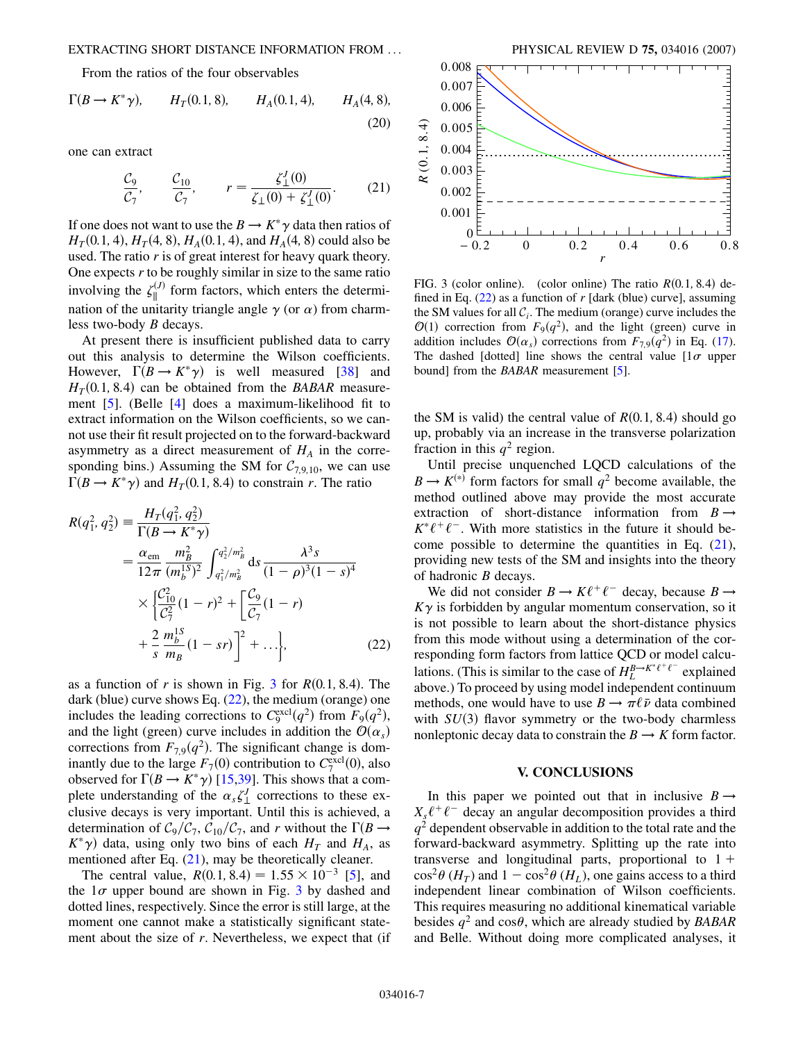From the ratios of the four observables

$$\Gamma(B \to K^*\gamma), \qquad H_T(0.1, 8), \qquad H_A(0.1, 4), \qquad H_A(4, 8), \tag{20}$$

one can extract

$$\frac{\mathcal{C}_9}{\mathcal{C}_7}, \qquad \frac{\mathcal{C}_{10}}{\mathcal{C}_7}, \qquad r = \frac{\zeta_\perp^J(0)}{\zeta_\perp(0) + \zeta_\perp^J(0)}. \tag{21}$$

If one does not want to use the $B \to K^*\gamma$ data then ratios of $H_T(0.1, 4)$, $H_T(4, 8)$, $H_A(0.1, 4)$, and $H_A(4, 8)$ could also be used. The ratio $r$ is of great interest for heavy quark theory. One expects $r$ to be roughly similar in size to the same ratio involving the $\zeta_\parallel^{(J)}$ form factors, which enters the determination of the unitarity triangle angle $\gamma$ (or $\alpha$) from charmless two-body $B$ decays.

At present there is insufficient published data to carry out this analysis to determine the Wilson coefficients. However, $\Gamma(B \to K^*\gamma)$ is well measured [38] and $H_T(0.1, 8.4)$ can be obtained from the *BABAR* measurement [5]. (Belle [4] does a maximum-likelihood fit to extract information on the Wilson coefficients, so we cannot use their fit result projected on to the forward-backward asymmetry as a direct measurement of $H_A$ in the corresponding bins.) Assuming the SM for $\mathcal{C}_{7,9,10}$, we can use $\Gamma(B \to K^*\gamma)$ and $H_T(0.1, 8.4)$ to constrain $r$. The ratio

$$\begin{aligned}
R(q_1^2, q_2^2) &\equiv \frac{H_T(q_1^2, q_2^2)}{\Gamma(B \to K^*\gamma)} \\
&= \frac{\alpha_{\rm em}}{12\pi} \frac{m_B^2}{(m_b^{1S})^2} \int_{q_1^2/m_B^2}^{q_2^2/m_B^2} \mathrm{d}s \, \frac{\lambda^3 s}{(1-\rho)^3(1-s)^4} \\
&\quad \times \bigg\{ \frac{\mathcal{C}_{10}^2}{\mathcal{C}_7^2}(1-r)^2 + \bigg[\frac{\mathcal{C}_9}{\mathcal{C}_7}(1-r) \\
&\quad + \frac{2}{s}\frac{m_b^{1S}}{m_B}(1-sr)\bigg]^2 + \ldots \bigg\},
\end{aligned} \tag{22}$$

as a function of $r$ is shown in Fig. 3 for $R(0.1, 8.4)$. The dark (blue) curve shows Eq. (22), the medium (orange) one includes the leading corrections to $C_9^{\rm excl}(q^2)$ from $F_9(q^2)$, and the light (green) curve includes in addition the $\mathcal{O}(\alpha_s)$ corrections from $F_{7,9}(q^2)$. The significant change is dominantly due to the large $F_7(0)$ contribution to $C_7^{\rm excl}(0)$, also observed for $\Gamma(B \to K^*\gamma)$ [15,39]. This shows that a complete understanding of the $\alpha_s \zeta_\perp^J$ corrections to these exclusive decays is very important. Until this is achieved, a determination of $\mathcal{C}_9/\mathcal{C}_7$, $\mathcal{C}_{10}/\mathcal{C}_7$, and $r$ without the $\Gamma(B \to K^*\gamma)$ data, using only two bins of each $H_T$ and $H_A$, as mentioned after Eq. (21), may be theoretically cleaner.

The central value, $R(0.1, 8.4) = 1.55 \times 10^{-3}$ [5], and the $1\sigma$ upper bound are shown in Fig. 3 by dashed and dotted lines, respectively. Since the error is still large, at the moment one cannot make a statistically significant statement about the size of $r$. Nevertheless, we expect that (if the SM is valid) the central value of $R(0.1, 8.4)$ should go up, probably via an increase in the transverse polarization fraction in this $q^2$ region.

FIG. 3 (color online). (color online) The ratio $R(0.1, 8.4)$ defined in Eq. (22) as a function of $r$ [dark (blue) curve], assuming the SM values for all $\mathcal{C}_i$. The medium (orange) curve includes the $\mathcal{O}(1)$ correction from $F_9(q^2)$, and the light (green) curve in addition includes $\mathcal{O}(\alpha_s)$ corrections from $F_{7,9}(q^2)$ in Eq. (17). The dashed [dotted] line shows the central value [$1\sigma$ upper bound] from the *BABAR* measurement [5].

Until precise unquenched LQCD calculations of the $B \to K^{(*)}$ form factors for small $q^2$ become available, the method outlined above may provide the most accurate extraction of short-distance information from $B \to K^*\ell^+\ell^-$. With more statistics in the future it should become possible to determine the quantities in Eq. (21), providing new tests of the SM and insights into the theory of hadronic $B$ decays.

We did not consider $B \to K\ell^+\ell^-$ decay, because $B \to K\gamma$ is forbidden by angular momentum conservation, so it is not possible to learn about the short-distance physics from this mode without using a determination of the corresponding form factors from lattice QCD or model calculations. (This is similar to the case of $H_L^{B\to K^*\ell^+\ell^-}$ explained above.) To proceed by using model independent continuum methods, one would have to use $B \to \pi\ell\bar{\nu}$ data combined with $SU(3)$ flavor symmetry or the two-body charmless nonleptonic decay data to constrain the $B \to K$ form factor.

## V. CONCLUSIONS

In this paper we pointed out that in inclusive $B \to X_s\ell^+\ell^-$ decay an angular decomposition provides a third $q^2$ dependent observable in addition to the total rate and the forward-backward asymmetry. Splitting up the rate into transverse and longitudinal parts, proportional to $1 + \cos^2\theta$ ($H_T$) and $1 - \cos^2\theta$ ($H_L$), one gains access to a third independent linear combination of Wilson coefficients. This requires measuring no additional kinematical variable besides $q^2$ and $\cos\theta$, which are already studied by *BABAR* and Belle. Without doing more complicated analyses, it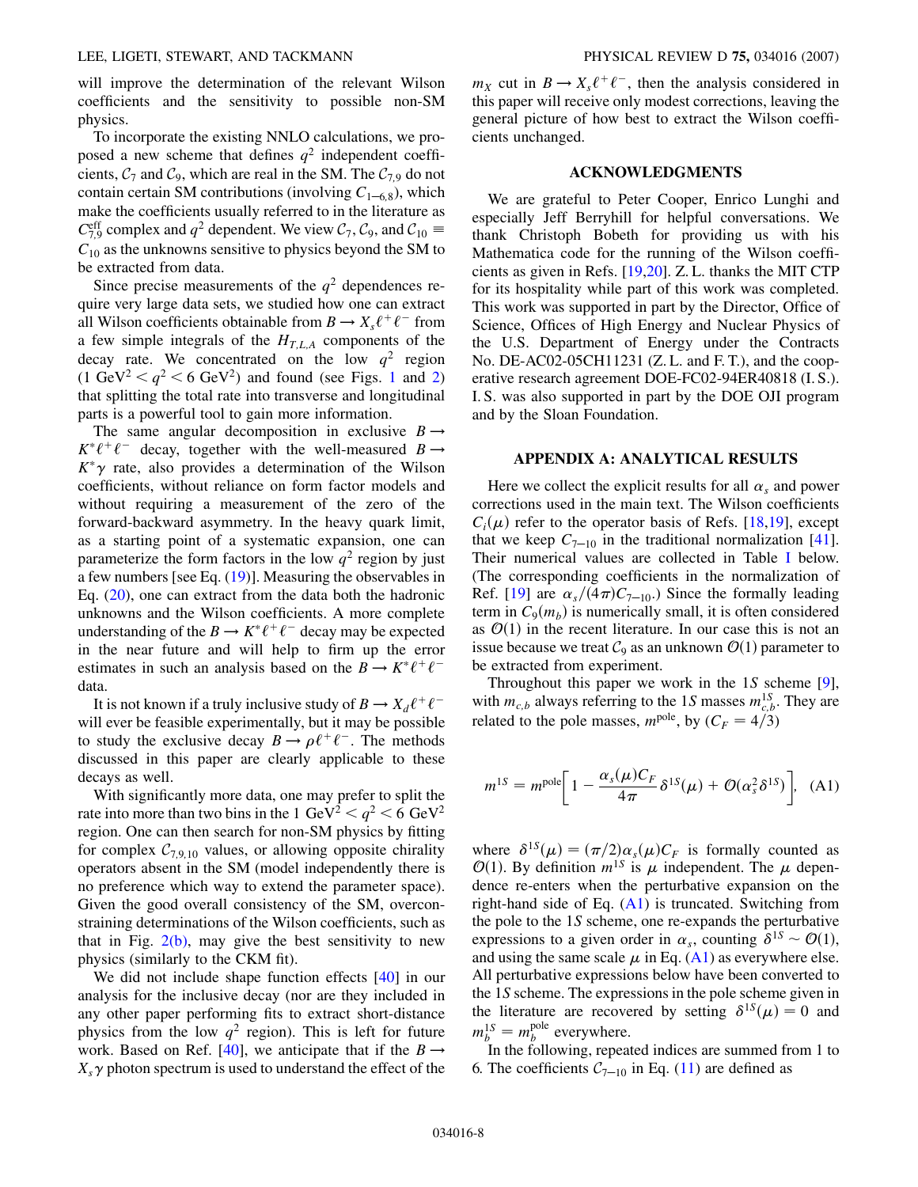will improve the determination of the relevant Wilson coefficients and the sensitivity to possible non-SM physics.

To incorporate the existing NNLO calculations, we proposed a new scheme that defines $q^2$ independent coefficients, $\mathcal{C}_7$ and $\mathcal{C}_9$, which are real in the SM. The $\mathcal{C}_{7,9}$ do not contain certain SM contributions (involving $C_{1-6,8}$), which make the coefficients usually referred to in the literature as $C_{7,9}^{\text{eff}}$ complex and $q^2$ dependent. We view $\mathcal{C}_7$, $\mathcal{C}_9$, and $\mathcal{C}_{10} \equiv C_{10}$ as the unknowns sensitive to physics beyond the SM to be extracted from data.

Since precise measurements of the $q^2$ dependences require very large data sets, we studied how one can extract all Wilson coefficients obtainable from $B \to X_s \ell^+ \ell^-$ from a few simple integrals of the $H_{T,L,A}$ components of the decay rate. We concentrated on the low $q^2$ region ($1\ \text{GeV}^2 < q^2 < 6\ \text{GeV}^2$) and found (see Figs. 1 and 2) that splitting the total rate into transverse and longitudinal parts is a powerful tool to gain more information.

The same angular decomposition in exclusive $B \to K^* \ell^+ \ell^-$ decay, together with the well-measured $B \to K^* \gamma$ rate, also provides a determination of the Wilson coefficients, without reliance on form factor models and without requiring a measurement of the zero of the forward-backward asymmetry. In the heavy quark limit, as a starting point of a systematic expansion, one can parameterize the form factors in the low $q^2$ region by just a few numbers [see Eq. (19)]. Measuring the observables in Eq. (20), one can extract from the data both the hadronic unknowns and the Wilson coefficients. A more complete understanding of the $B \to K^* \ell^+ \ell^-$ decay may be expected in the near future and will help to firm up the error estimates in such an analysis based on the $B \to K^* \ell^+ \ell^-$ data.

It is not known if a truly inclusive study of $B \to X_d \ell^+ \ell^-$ will ever be feasible experimentally, but it may be possible to study the exclusive decay $B \to \rho \ell^+ \ell^-$. The methods discussed in this paper are clearly applicable to these decays as well.

With significantly more data, one may prefer to split the rate into more than two bins in the $1\ \text{GeV}^2 < q^2 < 6\ \text{GeV}^2$ region. One can then search for non-SM physics by fitting for complex $\mathcal{C}_{7,9,10}$ values, or allowing opposite chirality operators absent in the SM (model independently there is no preference which way to extend the parameter space). Given the good overall consistency of the SM, overconstraining determinations of the Wilson coefficients, such as that in Fig. 2(b), may give the best sensitivity to new physics (similarly to the CKM fit).

We did not include shape function effects [40] in our analysis for the inclusive decay (nor are they included in any other paper performing fits to extract short-distance physics from the low $q^2$ region). This is left for future work. Based on Ref. [40], we anticipate that if the $B \to X_s \gamma$ photon spectrum is used to understand the effect of the $m_X$ cut in $B \to X_s \ell^+ \ell^-$, then the analysis considered in this paper will receive only modest corrections, leaving the general picture of how best to extract the Wilson coefficients unchanged.

## ACKNOWLEDGMENTS

We are grateful to Peter Cooper, Enrico Lunghi and especially Jeff Berryhill for helpful conversations. We thank Christoph Bobeth for providing us with his Mathematica code for the running of the Wilson coefficients as given in Refs. [19,20]. Z. L. thanks the MIT CTP for its hospitality while part of this work was completed. This work was supported in part by the Director, Office of Science, Offices of High Energy and Nuclear Physics of the U.S. Department of Energy under the Contracts No. DE-AC02-05CH11231 (Z. L. and F. T.), and the cooperative research agreement DOE-FC02-94ER40818 (I. S.). I. S. was also supported in part by the DOE OJI program and by the Sloan Foundation.

## APPENDIX A: ANALYTICAL RESULTS

Here we collect the explicit results for all $\alpha_s$ and power corrections used in the main text. The Wilson coefficients $C_i(\mu)$ refer to the operator basis of Refs. [18,19], except that we keep $C_{7-10}$ in the traditional normalization [41]. Their numerical values are collected in Table I below. (The corresponding coefficients in the normalization of Ref. [19] are $\alpha_s/(4\pi) C_{7-10}$.) Since the formally leading term in $C_9(m_b)$ is numerically small, it is often considered as $\mathcal{O}(1)$ in the recent literature. In our case this is not an issue because we treat $\mathcal{C}_9$ as an unknown $\mathcal{O}(1)$ parameter to be extracted from experiment.

Throughout this paper we work in the 1S scheme [9], with $m_{c,b}$ always referring to the 1S masses $m_{c,b}^{1S}$. They are related to the pole masses, $m^{\text{pole}}$, by ($C_F = 4/3$)

$$
m^{1S} = m^{\text{pole}} \left[ 1 - \frac{\alpha_s(\mu) C_F}{4\pi} \delta^{1S}(\mu) + \mathcal{O}(\alpha_s^2 \delta^{1S}) \right], \quad \text{(A1)}
$$

where $\delta^{1S}(\mu) = (\pi/2) \alpha_s(\mu) C_F$ is formally counted as $\mathcal{O}(1)$. By definition $m^{1S}$ is $\mu$ independent. The $\mu$ dependence re-enters when the perturbative expansion on the right-hand side of Eq. (A1) is truncated. Switching from the pole to the 1S scheme, one re-expands the perturbative expressions to a given order in $\alpha_s$, counting $\delta^{1S} \sim \mathcal{O}(1)$, and using the same scale $\mu$ in Eq. (A1) as everywhere else. All perturbative expressions below have been converted to the 1S scheme. The expressions in the pole scheme given in the literature are recovered by setting $\delta^{1S}(\mu) = 0$ and $m_b^{1S} = m_b^{\text{pole}}$ everywhere.

In the following, repeated indices are summed from 1 to 6. The coefficients $\mathcal{C}_{7-10}$ in Eq. (11) are defined as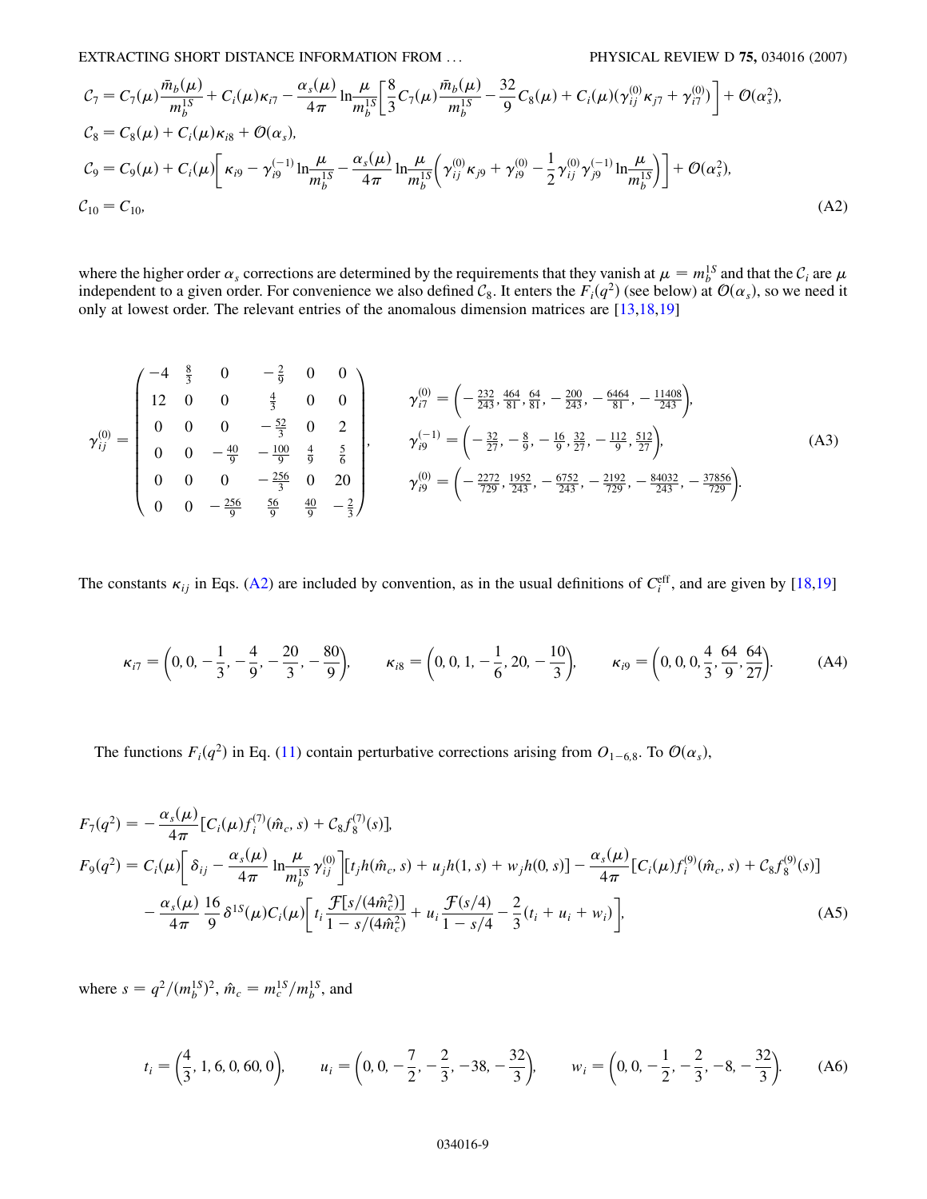$$
\begin{aligned}
\mathcal{C}_7 &= C_7(\mu)\frac{\bar{m}_b(\mu)}{m_b^{1S}} + C_i(\mu)\kappa_{i7} - \frac{\alpha_s(\mu)}{4\pi}\ln\frac{\mu}{m_b^{1S}}\left[\frac{8}{3}C_7(\mu)\frac{\bar{m}_b(\mu)}{m_b^{1S}} - \frac{32}{9}C_8(\mu) + C_i(\mu)(\gamma_{ij}^{(0)}\kappa_{j7} + \gamma_{i7}^{(0)})\right] + \mathcal{O}(\alpha_s^2),\\
\mathcal{C}_8 &= C_8(\mu) + C_i(\mu)\kappa_{i8} + \mathcal{O}(\alpha_s),\\
\mathcal{C}_9 &= C_9(\mu) + C_i(\mu)\left[\kappa_{i9} - \gamma_{i9}^{(-1)}\ln\frac{\mu}{m_b^{1S}} - \frac{\alpha_s(\mu)}{4\pi}\ln\frac{\mu}{m_b^{1S}}\left(\gamma_{ij}^{(0)}\kappa_{j9} + \gamma_{i9}^{(0)} - \frac{1}{2}\gamma_{ij}^{(0)}\gamma_{j9}^{(-1)}\ln\frac{\mu}{m_b^{1S}}\right)\right] + \mathcal{O}(\alpha_s^2),\\
\mathcal{C}_{10} &= C_{10},
\end{aligned}
\tag{A2}
$$

where the higher order $\alpha_s$ corrections are determined by the requirements that they vanish at $\mu = m_b^{1S}$ and that the $\mathcal{C}_i$ are $\mu$ independent to a given order. For convenience we also defined $\mathcal{C}_8$. It enters the $F_i(q^2)$ (see below) at $\mathcal{O}(\alpha_s)$, so we need it only at lowest order. The relevant entries of the anomalous dimension matrices are [13,18,19]

$$
\gamma_{ij}^{(0)} = \begin{pmatrix}
-4 & \frac{8}{3} & 0 & -\frac{2}{9} & 0 & 0\\
12 & 0 & 0 & \frac{4}{3} & 0 & 0\\
0 & 0 & 0 & -\frac{52}{3} & 0 & 2\\
0 & 0 & -\frac{40}{9} & -\frac{100}{9} & \frac{4}{9} & \frac{5}{6}\\
0 & 0 & 0 & -\frac{256}{3} & 0 & 20\\
0 & 0 & -\frac{256}{9} & \frac{56}{9} & \frac{40}{9} & -\frac{2}{3}
\end{pmatrix},
\qquad
\begin{aligned}
\gamma_{i7}^{(0)} &= \left(-\tfrac{232}{243}, \tfrac{464}{81}, \tfrac{64}{81}, -\tfrac{200}{243}, -\tfrac{6464}{81}, -\tfrac{11408}{243}\right),\\
\gamma_{i9}^{(-1)} &= \left(-\tfrac{32}{27}, -\tfrac{8}{9}, -\tfrac{16}{9}, \tfrac{32}{27}, -\tfrac{112}{9}, \tfrac{512}{27}\right),\\
\gamma_{i9}^{(0)} &= \left(-\tfrac{2272}{729}, \tfrac{1952}{243}, -\tfrac{6752}{243}, -\tfrac{2192}{729}, -\tfrac{84032}{243}, -\tfrac{37856}{729}\right).
\end{aligned}
\tag{A3}
$$

The constants $\kappa_{ij}$ in Eqs. (A2) are included by convention, as in the usual definitions of $C_i^{\rm eff}$, and are given by [18,19]

$$
\kappa_{i7} = \left(0, 0, -\frac{1}{3}, -\frac{4}{9}, -\frac{20}{3}, -\frac{80}{9}\right), \qquad \kappa_{i8} = \left(0, 0, 1, -\frac{1}{6}, 20, -\frac{10}{3}\right), \qquad \kappa_{i9} = \left(0, 0, 0, \frac{4}{3}, \frac{64}{9}, \frac{64}{27}\right). \tag{A4}
$$

The functions $F_i(q^2)$ in Eq. (11) contain perturbative corrections arising from $O_{1-6,8}$. To $\mathcal{O}(\alpha_s)$,

$$
\begin{aligned}
F_7(q^2) &= -\frac{\alpha_s(\mu)}{4\pi}[C_i(\mu)f_i^{(7)}(\hat{m}_c, s) + \mathcal{C}_8 f_8^{(7)}(s)],\\
F_9(q^2) &= C_i(\mu)\left[\delta_{ij} - \frac{\alpha_s(\mu)}{4\pi}\ln\frac{\mu}{m_b^{1S}}\gamma_{ij}^{(0)}\right][t_j h(\hat{m}_c, s) + u_j h(1, s) + w_j h(0, s)] - \frac{\alpha_s(\mu)}{4\pi}[C_i(\mu)f_i^{(9)}(\hat{m}_c, s) + \mathcal{C}_8 f_8^{(9)}(s)]\\
&\quad - \frac{\alpha_s(\mu)}{4\pi}\frac{16}{9}\delta^{1S}(\mu)C_i(\mu)\left[t_i\frac{\mathcal{F}[s/(4\hat{m}_c^2)]}{1 - s/(4\hat{m}_c^2)} + u_i\frac{\mathcal{F}(s/4)}{1 - s/4} - \frac{2}{3}(t_i + u_i + w_i)\right],
\end{aligned}
\tag{A5}
$$

where $s = q^2/(m_b^{1S})^2$, $\hat{m}_c = m_c^{1S}/m_b^{1S}$, and

$$
t_i = \left(\frac{4}{3}, 1, 6, 0, 60, 0\right), \qquad u_i = \left(0, 0, -\frac{7}{2}, -\frac{2}{3}, -38, -\frac{32}{3}\right), \qquad w_i = \left(0, 0, -\frac{1}{2}, -\frac{2}{3}, -8, -\frac{32}{3}\right). \tag{A6}
$$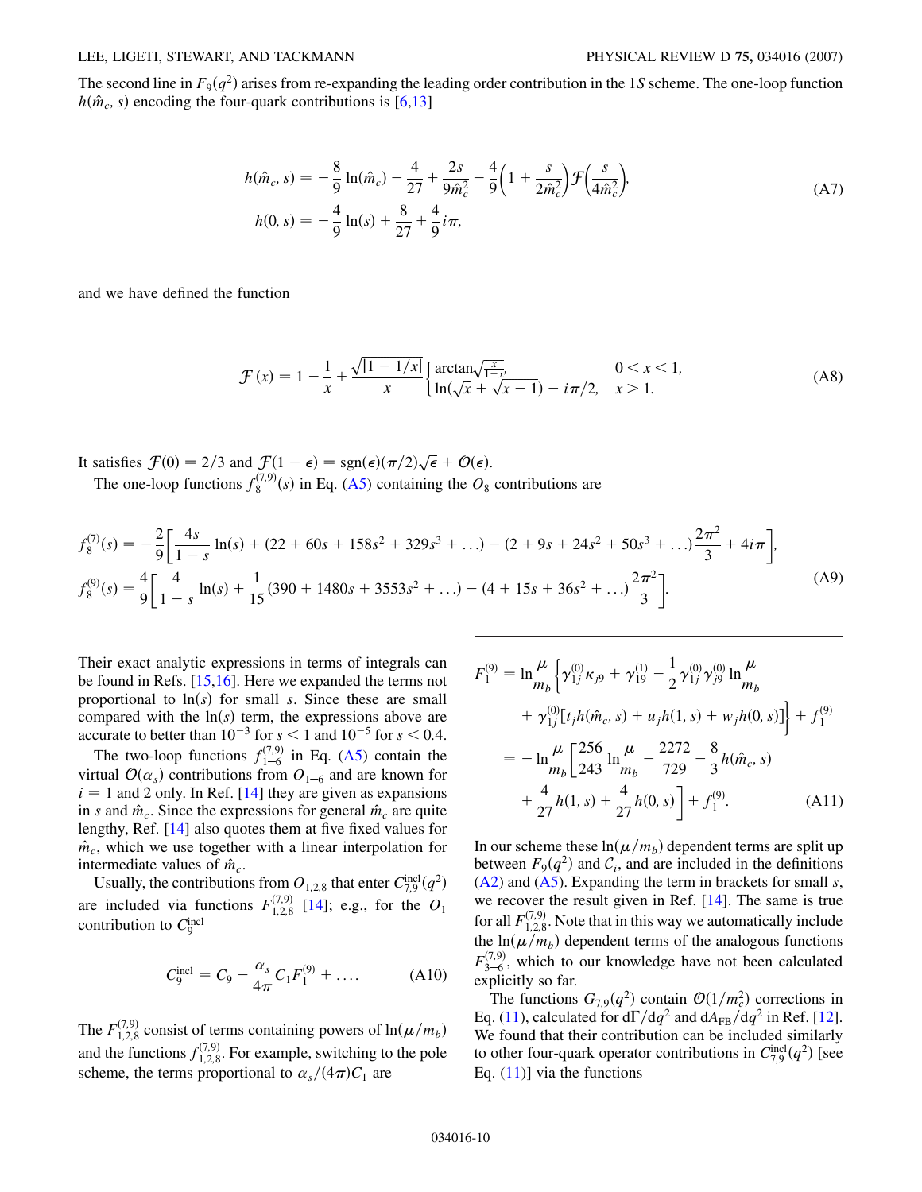The second line in $F_9(q^2)$ arises from re-expanding the leading order contribution in the 1*S* scheme. The one-loop function $h(\hat{m}_c, s)$ encoding the four-quark contributions is [6,13]

$$
\begin{aligned}
h(\hat{m}_c, s) &= -\frac{8}{9}\ln(\hat{m}_c) - \frac{4}{27} + \frac{2s}{9\hat{m}_c^2} - \frac{4}{9}\left(1 + \frac{s}{2\hat{m}_c^2}\right)\mathcal{F}\left(\frac{s}{4\hat{m}_c^2}\right), \\
h(0, s) &= -\frac{4}{9}\ln(s) + \frac{8}{27} + \frac{4}{9}i\pi,
\end{aligned}
\tag{A7}
$$

and we have defined the function

$$
\mathcal{F}(x) = 1 - \frac{1}{x} + \frac{\sqrt{|1 - 1/x|}}{x}\begin{cases} \arctan\sqrt{\frac{x}{1-x}}, & 0 < x < 1, \\ \ln(\sqrt{x} + \sqrt{x-1}) - i\pi/2, & x > 1. \end{cases}
\tag{A8}
$$

It satisfies $\mathcal{F}(0) = 2/3$ and $\mathcal{F}(1 - \epsilon) = \mathrm{sgn}(\epsilon)(\pi/2)\sqrt{\epsilon} + \mathcal{O}(\epsilon)$.

The one-loop functions $f_8^{(7,9)}(s)$ in Eq. (A5) containing the $O_8$ contributions are

$$
\begin{aligned}
f_8^{(7)}(s) &= -\frac{2}{9}\left[\frac{4s}{1-s}\ln(s) + (22 + 60s + 158s^2 + 329s^3 + \ldots) - (2 + 9s + 24s^2 + 50s^3 + \ldots)\frac{2\pi^2}{3} + 4i\pi\right], \\
f_8^{(9)}(s) &= \frac{4}{9}\left[\frac{4}{1-s}\ln(s) + \frac{1}{15}(390 + 1480s + 3553s^2 + \ldots) - (4 + 15s + 36s^2 + \ldots)\frac{2\pi^2}{3}\right].
\end{aligned}
\tag{A9}
$$

Their exact analytic expressions in terms of integrals can be found in Refs. [15,16]. Here we expanded the terms not proportional to $\ln(s)$ for small $s$. Since these are small compared with the $\ln(s)$ term, the expressions above are accurate to better than $10^{-3}$ for $s < 1$ and $10^{-5}$ for $s < 0.4$.

The two-loop functions $f_{1-6}^{(7,9)}$ in Eq. (A5) contain the virtual $\mathcal{O}(\alpha_s)$ contributions from $O_{1-6}$ and are known for $i = 1$ and 2 only. In Ref. [14] they are given as expansions in $s$ and $\hat{m}_c$. Since the expressions for general $\hat{m}_c$ are quite lengthy, Ref. [14] also quotes them at five fixed values for $\hat{m}_c$, which we use together with a linear interpolation for intermediate values of $\hat{m}_c$.

Usually, the contributions from $O_{1,2,8}$ that enter $C_{7,9}^{\mathrm{incl}}(q^2)$ are included via functions $F_{1,2,8}^{(7,9)}$ [14]; e.g., for the $O_1$ contribution to $C_9^{\mathrm{incl}}$

$$
C_9^{\mathrm{incl}} = C_9 - \frac{\alpha_s}{4\pi}C_1 F_1^{(9)} + \ldots. \tag{A10}
$$

The $F_{1,2,8}^{(7,9)}$ consist of terms containing powers of $\ln(\mu/m_b)$ and the functions $f_{1,2,8}^{(7,9)}$. For example, switching to the pole scheme, the terms proportional to $\alpha_s/(4\pi)C_1$ are

$$
\begin{aligned}
F_1^{(9)} &= \ln\frac{\mu}{m_b}\bigg\{\gamma_{1j}^{(0)}\kappa_{j9} + \gamma_{19}^{(1)} - \frac{1}{2}\gamma_{1j}^{(0)}\gamma_{j9}^{(0)}\ln\frac{\mu}{m_b} \\
&\quad + \gamma_{1j}^{(0)}[t_j h(\hat{m}_c, s) + u_j h(1, s) + w_j h(0, s)]\bigg\} + f_1^{(9)} \\
&= -\ln\frac{\mu}{m_b}\bigg[\frac{256}{243}\ln\frac{\mu}{m_b} - \frac{2272}{729} - \frac{8}{3}h(\hat{m}_c, s) \\
&\quad + \frac{4}{27}h(1, s) + \frac{4}{27}h(0, s)\bigg] + f_1^{(9)}.
\end{aligned}
\tag{A11}
$$

In our scheme these $\ln(\mu/m_b)$ dependent terms are split up between $F_9(q^2)$ and $\mathcal{C}_i$, and are included in the definitions (A2) and (A5). Expanding the term in brackets for small $s$, we recover the result given in Ref. [14]. The same is true for all $F_{1,2,8}^{(7,9)}$. Note that in this way we automatically include the $\ln(\mu/m_b)$ dependent terms of the analogous functions $F_{3-6}^{(7,9)}$, which to our knowledge have not been calculated explicitly so far.

The functions $G_{7,9}(q^2)$ contain $\mathcal{O}(1/m_c^2)$ corrections in Eq. (11), calculated for $d\Gamma/dq^2$ and $dA_{\mathrm{FB}}/dq^2$ in Ref. [12]. We found that their contribution can be included similarly to other four-quark operator contributions in $C_{7,9}^{\mathrm{incl}}(q^2)$ [see Eq. (11)] via the functions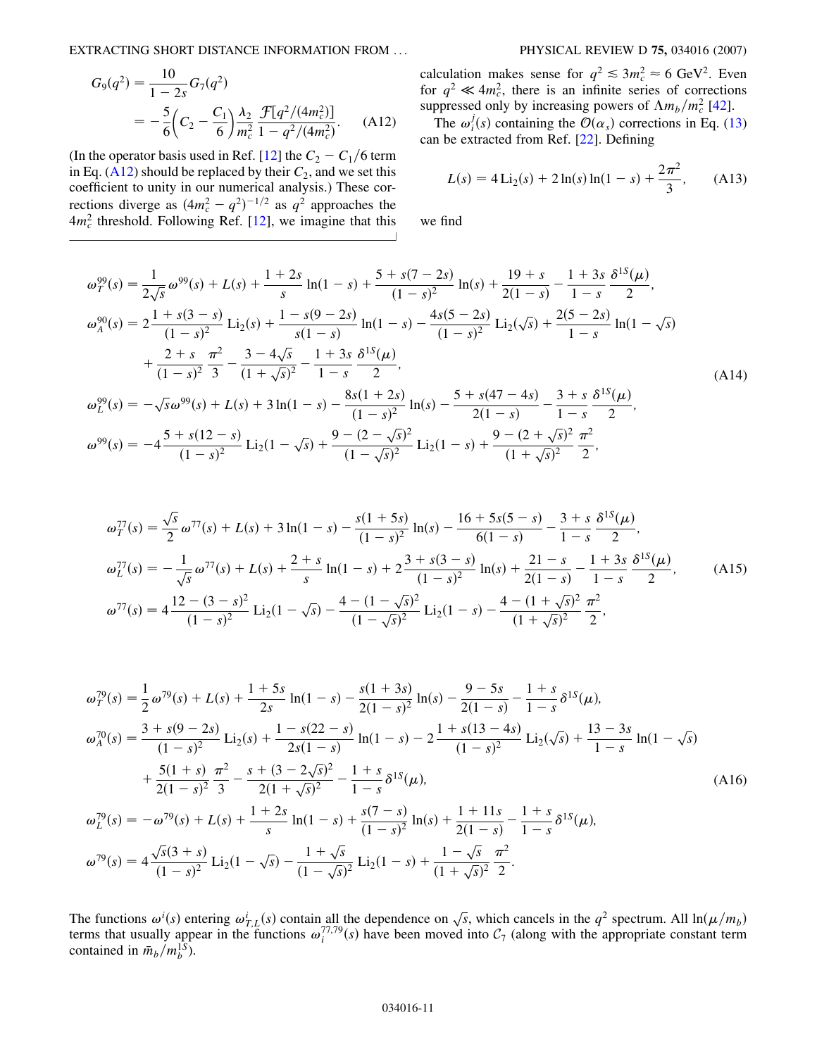$$G_9(q^2) = \frac{10}{1-2s} G_7(q^2) = -\frac{5}{6}\left(C_2 - \frac{C_1}{6}\right)\frac{\lambda_2}{m_c^2} \frac{\mathcal{F}[q^2/(4m_c^2)]}{1 - q^2/(4m_c^2)}. \tag{A12}$$

(In the operator basis used in Ref. [12] the $C_2 - C_1/6$ term in Eq. (A12) should be replaced by their $C_2$, and we set this coefficient to unity in our numerical analysis.) These corrections diverge as $(4m_c^2 - q^2)^{-1/2}$ as $q^2$ approaches the $4m_c^2$ threshold. Following Ref. [12], we imagine that this calculation makes sense for $q^2 \lesssim 3m_c^2 \approx 6\ \mathrm{GeV}^2$. Even for $q^2 \ll 4m_c^2$, there is an infinite series of corrections suppressed only by increasing powers of $\Lambda m_b/m_c^2$ [42].

The $\omega_i^j(s)$ containing the $\mathcal{O}(\alpha_s)$ corrections in Eq. (13) can be extracted from Ref. [22]. Defining

$$L(s) = 4\,\mathrm{Li}_2(s) + 2\ln(s)\ln(1-s) + \frac{2\pi^2}{3}, \tag{A13}$$

we find

$$\begin{aligned}
\omega_T^{99}(s) &= \frac{1}{2\sqrt{s}}\omega^{99}(s) + L(s) + \frac{1+2s}{s}\ln(1-s) + \frac{5+s(7-2s)}{(1-s)^2}\ln(s) + \frac{19+s}{2(1-s)} - \frac{1+3s}{1-s}\frac{\delta^{1S}(\mu)}{2},\\
\omega_A^{90}(s) &= 2\frac{1+s(3-s)}{(1-s)^2}\mathrm{Li}_2(s) + \frac{1-s(9-2s)}{s(1-s)}\ln(1-s) - \frac{4s(5-2s)}{(1-s)^2}\mathrm{Li}_2(\sqrt{s}) + \frac{2(5-2s)}{1-s}\ln(1-\sqrt{s})\\
&\quad + \frac{2+s}{(1-s)^2}\frac{\pi^2}{3} - \frac{3-4\sqrt{s}}{(1+\sqrt{s})^2} - \frac{1+3s}{1-s}\frac{\delta^{1S}(\mu)}{2},\\
\omega_L^{99}(s) &= -\sqrt{s}\,\omega^{99}(s) + L(s) + 3\ln(1-s) - \frac{8s(1+2s)}{(1-s)^2}\ln(s) - \frac{5+s(47-4s)}{2(1-s)} - \frac{3+s}{1-s}\frac{\delta^{1S}(\mu)}{2},\\
\omega^{99}(s) &= -4\frac{5+s(12-s)}{(1-s)^2}\mathrm{Li}_2(1-\sqrt{s}) + \frac{9-(2-\sqrt{s})^2}{(1-\sqrt{s})^2}\mathrm{Li}_2(1-s) + \frac{9-(2+\sqrt{s})^2}{(1+\sqrt{s})^2}\frac{\pi^2}{2},
\end{aligned} \tag{A14}$$

$$\begin{aligned}
\omega_T^{77}(s) &= \frac{\sqrt{s}}{2}\omega^{77}(s) + L(s) + 3\ln(1-s) - \frac{s(1+5s)}{(1-s)^2}\ln(s) - \frac{16+5s(5-s)}{6(1-s)} - \frac{3+s}{1-s}\frac{\delta^{1S}(\mu)}{2},\\
\omega_L^{77}(s) &= -\frac{1}{\sqrt{s}}\omega^{77}(s) + L(s) + \frac{2+s}{s}\ln(1-s) + 2\frac{3+s(3-s)}{(1-s)^2}\ln(s) + \frac{21-s}{2(1-s)} - \frac{1+3s}{1-s}\frac{\delta^{1S}(\mu)}{2},\\
\omega^{77}(s) &= 4\frac{12-(3-s)^2}{(1-s)^2}\mathrm{Li}_2(1-\sqrt{s}) - \frac{4-(1-\sqrt{s})^2}{(1-\sqrt{s})^2}\mathrm{Li}_2(1-s) - \frac{4-(1+\sqrt{s})^2}{(1+\sqrt{s})^2}\frac{\pi^2}{2},
\end{aligned} \tag{A15}$$

$$\begin{aligned}
\omega_T^{79}(s) &= \frac{1}{2}\omega^{79}(s) + L(s) + \frac{1+5s}{2s}\ln(1-s) - \frac{s(1+3s)}{2(1-s)^2}\ln(s) - \frac{9-5s}{2(1-s)} - \frac{1+s}{1-s}\delta^{1S}(\mu),\\
\omega_A^{70}(s) &= \frac{3+s(9-2s)}{(1-s)^2}\mathrm{Li}_2(s) + \frac{1-s(22-s)}{2s(1-s)}\ln(1-s) - 2\frac{1+s(13-4s)}{(1-s)^2}\mathrm{Li}_2(\sqrt{s}) + \frac{13-3s}{1-s}\ln(1-\sqrt{s})\\
&\quad + \frac{5(1+s)}{2(1-s)^2}\frac{\pi^2}{3} - \frac{s+(3-2\sqrt{s})^2}{2(1+\sqrt{s})^2} - \frac{1+s}{1-s}\delta^{1S}(\mu),\\
\omega_L^{79}(s) &= -\omega^{79}(s) + L(s) + \frac{1+2s}{s}\ln(1-s) + \frac{s(7-s)}{(1-s)^2}\ln(s) + \frac{1+11s}{2(1-s)} - \frac{1+s}{1-s}\delta^{1S}(\mu),\\
\omega^{79}(s) &= 4\frac{\sqrt{s}(3+s)}{(1-s)^2}\mathrm{Li}_2(1-\sqrt{s}) - \frac{1+\sqrt{s}}{(1-\sqrt{s})^2}\mathrm{Li}_2(1-s) + \frac{1-\sqrt{s}}{(1+\sqrt{s})^2}\frac{\pi^2}{2}.
\end{aligned} \tag{A16}$$

The functions $\omega^i(s)$ entering $\omega_{T,L}^i(s)$ contain all the dependence on $\sqrt{s}$, which cancels in the $q^2$ spectrum. All $\ln(\mu/m_b)$ terms that usually appear in the functions $\omega_i^{77,79}(s)$ have been moved into $\mathcal{C}_7$ (along with the appropriate constant term contained in $\bar{m}_b/m_b^{1S}$).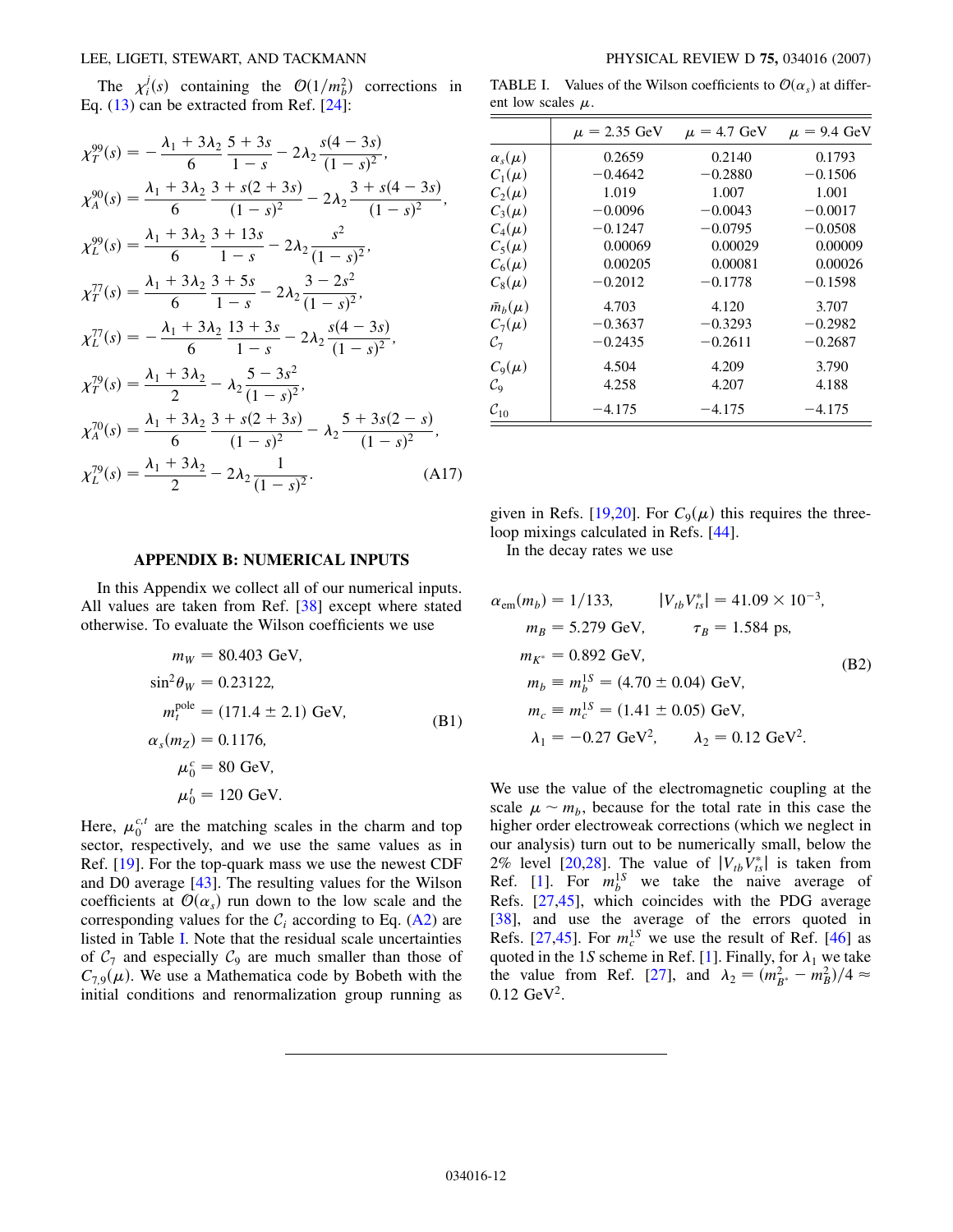The $\chi_i^j(s)$ containing the $\mathcal{O}(1/m_b^2)$ corrections in Eq. (13) can be extracted from Ref. [24]:

$$
\begin{aligned}
\chi_T^{99}(s) &= -\frac{\lambda_1 + 3\lambda_2}{6}\frac{5+3s}{1-s} - 2\lambda_2 \frac{s(4-3s)}{(1-s)^2},\\
\chi_A^{90}(s) &= \frac{\lambda_1 + 3\lambda_2}{6}\frac{3+s(2+3s)}{(1-s)^2} - 2\lambda_2 \frac{3+s(4-3s)}{(1-s)^2},\\
\chi_L^{99}(s) &= \frac{\lambda_1 + 3\lambda_2}{6}\frac{3+13s}{1-s} - 2\lambda_2 \frac{s^2}{(1-s)^2},\\
\chi_T^{77}(s) &= \frac{\lambda_1 + 3\lambda_2}{6}\frac{3+5s}{1-s} - 2\lambda_2 \frac{3-2s^2}{(1-s)^2},\\
\chi_L^{77}(s) &= -\frac{\lambda_1 + 3\lambda_2}{6}\frac{13+3s}{1-s} - 2\lambda_2 \frac{s(4-3s)}{(1-s)^2},\\
\chi_T^{79}(s) &= \frac{\lambda_1 + 3\lambda_2}{2} - \lambda_2 \frac{5-3s^2}{(1-s)^2},\\
\chi_A^{70}(s) &= \frac{\lambda_1 + 3\lambda_2}{6}\frac{3+s(2+3s)}{(1-s)^2} - \lambda_2 \frac{5+3s(2-s)}{(1-s)^2},\\
\chi_L^{79}(s) &= \frac{\lambda_1 + 3\lambda_2}{2} - 2\lambda_2 \frac{1}{(1-s)^2}.
\end{aligned}
\tag{A17}
$$

## APPENDIX B: NUMERICAL INPUTS

In this Appendix we collect all of our numerical inputs. All values are taken from Ref. [38] except where stated otherwise. To evaluate the Wilson coefficients we use

$$
\begin{aligned}
m_W &= 80.403\ \text{GeV},\\
\sin^2\theta_W &= 0.23122,\\
m_t^{\text{pole}} &= (171.4 \pm 2.1)\ \text{GeV},\\
\alpha_s(m_Z) &= 0.1176,\\
\mu_0^c &= 80\ \text{GeV},\\
\mu_0^t &= 120\ \text{GeV}.
\end{aligned}
\tag{B1}
$$

Here, $\mu_0^{c,t}$ are the matching scales in the charm and top sector, respectively, and we use the same values as in Ref. [19]. For the top-quark mass we use the newest CDF and D0 average [43]. The resulting values for the Wilson coefficients at $\mathcal{O}(\alpha_s)$ run down to the low scale and the corresponding values for the $\mathcal{C}_i$ according to Eq. (A2) are listed in Table I. Note that the residual scale uncertainties of $\mathcal{C}_7$ and especially $\mathcal{C}_9$ are much smaller than those of $C_{7,9}(\mu)$. We use a Mathematica code by Bobeth with the initial conditions and renormalization group running as given in Refs. [19,20]. For $C_9(\mu)$ this requires the three-loop mixings calculated in Refs. [44].

TABLE I. Values of the Wilson coefficients to $\mathcal{O}(\alpha_s)$ at different low scales $\mu$.

| | $\mu = 2.35$ GeV | $\mu = 4.7$ GeV | $\mu = 9.4$ GeV |
|---|---|---|---|
| $\alpha_s(\mu)$ | 0.2659 | 0.2140 | 0.1793 |
| $C_1(\mu)$ | $-0.4642$ | $-0.2880$ | $-0.1506$ |
| $C_2(\mu)$ | 1.019 | 1.007 | 1.001 |
| $C_3(\mu)$ | $-0.0096$ | $-0.0043$ | $-0.0017$ |
| $C_4(\mu)$ | $-0.1247$ | $-0.0795$ | $-0.0508$ |
| $C_5(\mu)$ | 0.00069 | 0.00029 | 0.00009 |
| $C_6(\mu)$ | 0.00205 | 0.00081 | 0.00026 |
| $C_8(\mu)$ | $-0.2012$ | $-0.1778$ | $-0.1598$ |
| $\bar{m}_b(\mu)$ | 4.703 | 4.120 | 3.707 |
| $C_7(\mu)$ | $-0.3637$ | $-0.3293$ | $-0.2982$ |
| $\mathcal{C}_7$ | $-0.2435$ | $-0.2611$ | $-0.2687$ |
| $C_9(\mu)$ | 4.504 | 4.209 | 3.790 |
| $\mathcal{C}_9$ | 4.258 | 4.207 | 4.188 |
| $\mathcal{C}_{10}$ | $-4.175$ | $-4.175$ | $-4.175$ |

In the decay rates we use

$$
\begin{aligned}
\alpha_{\text{em}}(m_b) &= 1/133, \qquad |V_{tb}V_{ts}^*| = 41.09 \times 10^{-3},\\
m_B &= 5.279\ \text{GeV}, \qquad \tau_B = 1.584\ \text{ps},\\
m_{K^*} &= 0.892\ \text{GeV},\\
m_b &\equiv m_b^{1S} = (4.70 \pm 0.04)\ \text{GeV},\\
m_c &\equiv m_c^{1S} = (1.41 \pm 0.05)\ \text{GeV},\\
\lambda_1 &= -0.27\ \text{GeV}^2, \qquad \lambda_2 = 0.12\ \text{GeV}^2.
\end{aligned}
\tag{B2}
$$

We use the value of the electromagnetic coupling at the scale $\mu \sim m_b$, because for the total rate in this case the higher order electroweak corrections (which we neglect in our analysis) turn out to be numerically small, below the 2% level [20,28]. The value of $|V_{tb}V_{ts}^*|$ is taken from Ref. [1]. For $m_b^{1S}$ we take the naive average of Refs. [27,45], which coincides with the PDG average [38], and use the average of the errors quoted in Refs. [27,45]. For $m_c^{1S}$ we use the result of Ref. [46] as quoted in the 1$S$ scheme in Ref. [1]. Finally, for $\lambda_1$ we take the value from Ref. [27], and $\lambda_2 = (m_{B^*}^2 - m_B^2)/4 \approx 0.12\ \text{GeV}^2$.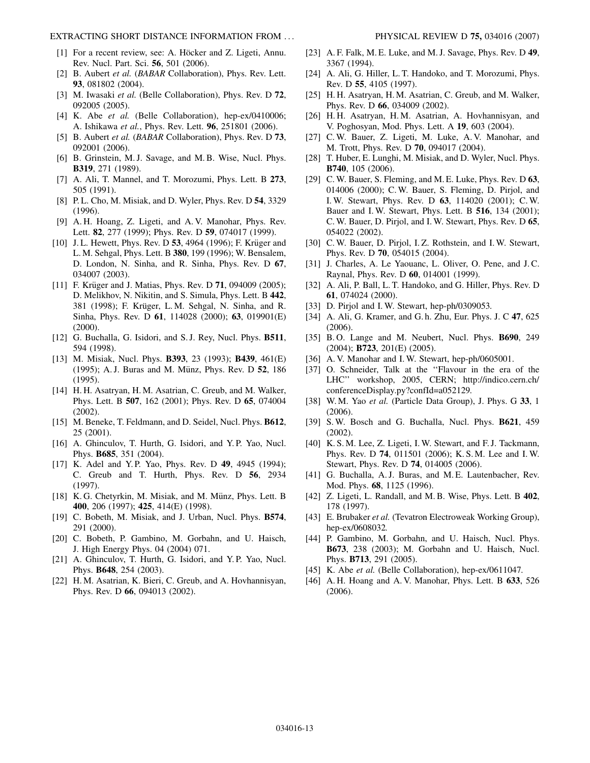[1] For a recent review, see: A. Höcker and Z. Ligeti, Annu. Rev. Nucl. Part. Sci. **56**, 501 (2006).

[2] B. Aubert *et al.* (*BABAR* Collaboration), Phys. Rev. Lett. **93**, 081802 (2004).

[3] M. Iwasaki *et al.* (Belle Collaboration), Phys. Rev. D **72**, 092005 (2005).

[4] K. Abe *et al.* (Belle Collaboration), hep-ex/0410006; A. Ishikawa *et al.*, Phys. Rev. Lett. **96**, 251801 (2006).

[5] B. Aubert *et al.* (*BABAR* Collaboration), Phys. Rev. D **73**, 092001 (2006).

[6] B. Grinstein, M. J. Savage, and M. B. Wise, Nucl. Phys. **B319**, 271 (1989).

[7] A. Ali, T. Mannel, and T. Morozumi, Phys. Lett. B **273**, 505 (1991).

[8] P. L. Cho, M. Misiak, and D. Wyler, Phys. Rev. D **54**, 3329 (1996).

[9] A. H. Hoang, Z. Ligeti, and A. V. Manohar, Phys. Rev. Lett. **82**, 277 (1999); Phys. Rev. D **59**, 074017 (1999).

[10] J. L. Hewett, Phys. Rev. D **53**, 4964 (1996); F. Krüger and L. M. Sehgal, Phys. Lett. B **380**, 199 (1996); W. Bensalem, D. London, N. Sinha, and R. Sinha, Phys. Rev. D **67**, 034007 (2003).

[11] F. Krüger and J. Matias, Phys. Rev. D **71**, 094009 (2005); D. Melikhov, N. Nikitin, and S. Simula, Phys. Lett. B **442**, 381 (1998); F. Krüger, L. M. Sehgal, N. Sinha, and R. Sinha, Phys. Rev. D **61**, 114028 (2000); **63**, 019901(E) (2000).

[12] G. Buchalla, G. Isidori, and S. J. Rey, Nucl. Phys. **B511**, 594 (1998).

[13] M. Misiak, Nucl. Phys. **B393**, 23 (1993); **B439**, 461(E) (1995); A. J. Buras and M. Münz, Phys. Rev. D **52**, 186 (1995).

[14] H. H. Asatryan, H. M. Asatrian, C. Greub, and M. Walker, Phys. Lett. B **507**, 162 (2001); Phys. Rev. D **65**, 074004 (2002).

[15] M. Beneke, T. Feldmann, and D. Seidel, Nucl. Phys. **B612**, 25 (2001).

[16] A. Ghinculov, T. Hurth, G. Isidori, and Y. P. Yao, Nucl. Phys. **B685**, 351 (2004).

[17] K. Adel and Y. P. Yao, Phys. Rev. D **49**, 4945 (1994); C. Greub and T. Hurth, Phys. Rev. D **56**, 2934 (1997).

[18] K. G. Chetyrkin, M. Misiak, and M. Münz, Phys. Lett. B **400**, 206 (1997); **425**, 414(E) (1998).

[19] C. Bobeth, M. Misiak, and J. Urban, Nucl. Phys. **B574**, 291 (2000).

[20] C. Bobeth, P. Gambino, M. Gorbahn, and U. Haisch, J. High Energy Phys. 04 (2004) 071.

[21] A. Ghinculov, T. Hurth, G. Isidori, and Y. P. Yao, Nucl. Phys. **B648**, 254 (2003).

[22] H. M. Asatrian, K. Bieri, C. Greub, and A. Hovhannisyan, Phys. Rev. D **66**, 094013 (2002).

[23] A. F. Falk, M. E. Luke, and M. J. Savage, Phys. Rev. D **49**, 3367 (1994).

[24] A. Ali, G. Hiller, L. T. Handoko, and T. Morozumi, Phys. Rev. D **55**, 4105 (1997).

[25] H. H. Asatryan, H. M. Asatrian, C. Greub, and M. Walker, Phys. Rev. D **66**, 034009 (2002).

[26] H. H. Asatryan, H. M. Asatrian, A. Hovhannisyan, and V. Poghosyan, Mod. Phys. Lett. A **19**, 603 (2004).

[27] C. W. Bauer, Z. Ligeti, M. Luke, A. V. Manohar, and M. Trott, Phys. Rev. D **70**, 094017 (2004).

[28] T. Huber, E. Lunghi, M. Misiak, and D. Wyler, Nucl. Phys. **B740**, 105 (2006).

[29] C. W. Bauer, S. Fleming, and M. E. Luke, Phys. Rev. D **63**, 014006 (2000); C. W. Bauer, S. Fleming, D. Pirjol, and I. W. Stewart, Phys. Rev. D **63**, 114020 (2001); C. W. Bauer and I. W. Stewart, Phys. Lett. B **516**, 134 (2001); C. W. Bauer, D. Pirjol, and I. W. Stewart, Phys. Rev. D **65**, 054022 (2002).

[30] C. W. Bauer, D. Pirjol, I. Z. Rothstein, and I. W. Stewart, Phys. Rev. D **70**, 054015 (2004).

[31] J. Charles, A. Le Yaouanc, L. Oliver, O. Pene, and J. C. Raynal, Phys. Rev. D **60**, 014001 (1999).

[32] A. Ali, P. Ball, L. T. Handoko, and G. Hiller, Phys. Rev. D **61**, 074024 (2000).

[33] D. Pirjol and I. W. Stewart, hep-ph/0309053.

[34] A. Ali, G. Kramer, and G. h. Zhu, Eur. Phys. J. C **47**, 625 (2006).

[35] B. O. Lange and M. Neubert, Nucl. Phys. **B690**, 249 (2004); **B723**, 201(E) (2005).

[36] A. V. Manohar and I. W. Stewart, hep-ph/0605001.

[37] O. Schneider, Talk at the "Flavour in the era of the LHC" workshop, 2005, CERN; http://indico.cern.ch/conferenceDisplay.py?confId=a052129.

[38] W. M. Yao *et al.* (Particle Data Group), J. Phys. G **33**, 1 (2006).

[39] S. W. Bosch and G. Buchalla, Nucl. Phys. **B621**, 459 (2002).

[40] K. S. M. Lee, Z. Ligeti, I. W. Stewart, and F. J. Tackmann, Phys. Rev. D **74**, 011501 (2006); K. S. M. Lee and I. W. Stewart, Phys. Rev. D **74**, 014005 (2006).

[41] G. Buchalla, A. J. Buras, and M. E. Lautenbacher, Rev. Mod. Phys. **68**, 1125 (1996).

[42] Z. Ligeti, L. Randall, and M. B. Wise, Phys. Lett. B **402**, 178 (1997).

[43] E. Brubaker *et al.* (Tevatron Electroweak Working Group), hep-ex/0608032.

[44] P. Gambino, M. Gorbahn, and U. Haisch, Nucl. Phys. **B673**, 238 (2003); M. Gorbahn and U. Haisch, Nucl. Phys. **B713**, 291 (2005).

[45] K. Abe *et al.* (Belle Collaboration), hep-ex/0611047.

[46] A. H. Hoang and A. V. Manohar, Phys. Lett. B **633**, 526 (2006).